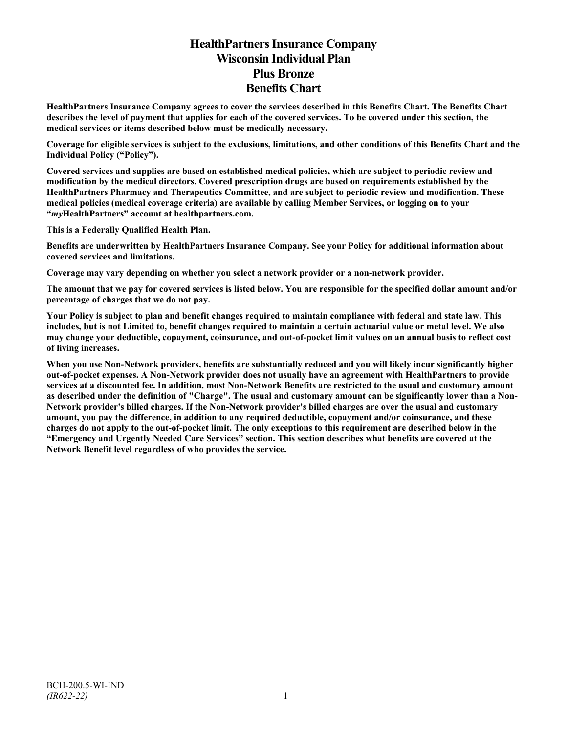# HealthPartners Insurance Company
# Wisconsin Individual Plan
# Plus Bronze
# Benefits Chart

**HealthPartners Insurance Company agrees to cover the services described in this Benefits Chart. The Benefits Chart describes the level of payment that applies for each of the covered services. To be covered under this section, the medical services or items described below must be medically necessary.**

**Coverage for eligible services is subject to the exclusions, limitations, and other conditions of this Benefits Chart and the Individual Policy ("Policy").**

**Covered services and supplies are based on established medical policies, which are subject to periodic review and modification by the medical directors. Covered prescription drugs are based on requirements established by the HealthPartners Pharmacy and Therapeutics Committee, and are subject to periodic review and modification. These medical policies (medical coverage criteria) are available by calling Member Services, or logging on to your "*my*HealthPartners" account at healthpartners.com.**

**This is a Federally Qualified Health Plan.**

**Benefits are underwritten by HealthPartners Insurance Company. See your Policy for additional information about covered services and limitations.**

**Coverage may vary depending on whether you select a network provider or a non-network provider.**

**The amount that we pay for covered services is listed below. You are responsible for the specified dollar amount and/or percentage of charges that we do not pay.**

**Your Policy is subject to plan and benefit changes required to maintain compliance with federal and state law. This includes, but is not Limited to, benefit changes required to maintain a certain actuarial value or metal level. We also may change your deductible, copayment, coinsurance, and out-of-pocket limit values on an annual basis to reflect cost of living increases.**

**When you use Non-Network providers, benefits are substantially reduced and you will likely incur significantly higher out-of-pocket expenses. A Non-Network provider does not usually have an agreement with HealthPartners to provide services at a discounted fee. In addition, most Non-Network Benefits are restricted to the usual and customary amount as described under the definition of "Charge". The usual and customary amount can be significantly lower than a Non-Network provider's billed charges. If the Non-Network provider's billed charges are over the usual and customary amount, you pay the difference, in addition to any required deductible, copayment and/or coinsurance, and these charges do not apply to the out-of-pocket limit. The only exceptions to this requirement are described below in the "Emergency and Urgently Needed Care Services" section. This section describes what benefits are covered at the Network Benefit level regardless of who provides the service.**

BCH-200.5-WI-IND
*(IR622-22)*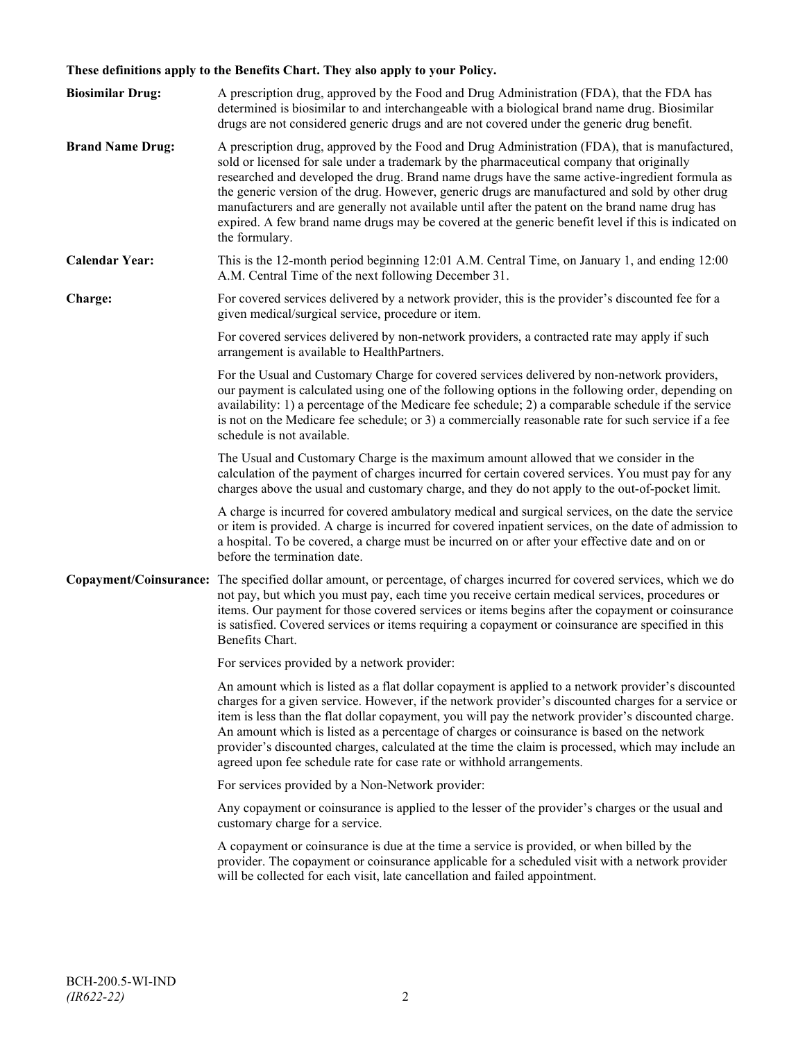**These definitions apply to the Benefits Chart. They also apply to your Policy.**

**Biosimilar Drug:** A prescription drug, approved by the Food and Drug Administration (FDA), that the FDA has determined is biosimilar to and interchangeable with a biological brand name drug. Biosimilar drugs are not considered generic drugs and are not covered under the generic drug benefit.

**Brand Name Drug:** A prescription drug, approved by the Food and Drug Administration (FDA), that is manufactured, sold or licensed for sale under a trademark by the pharmaceutical company that originally researched and developed the drug. Brand name drugs have the same active-ingredient formula as the generic version of the drug. However, generic drugs are manufactured and sold by other drug manufacturers and are generally not available until after the patent on the brand name drug has expired. A few brand name drugs may be covered at the generic benefit level if this is indicated on the formulary.

**Calendar Year:** This is the 12-month period beginning 12:01 A.M. Central Time, on January 1, and ending 12:00 A.M. Central Time of the next following December 31.

**Charge:** For covered services delivered by a network provider, this is the provider's discounted fee for a given medical/surgical service, procedure or item.

For covered services delivered by non-network providers, a contracted rate may apply if such arrangement is available to HealthPartners.

For the Usual and Customary Charge for covered services delivered by non-network providers, our payment is calculated using one of the following options in the following order, depending on availability: 1) a percentage of the Medicare fee schedule; 2) a comparable schedule if the service is not on the Medicare fee schedule; or 3) a commercially reasonable rate for such service if a fee schedule is not available.

The Usual and Customary Charge is the maximum amount allowed that we consider in the calculation of the payment of charges incurred for certain covered services. You must pay for any charges above the usual and customary charge, and they do not apply to the out-of-pocket limit.

A charge is incurred for covered ambulatory medical and surgical services, on the date the service or item is provided. A charge is incurred for covered inpatient services, on the date of admission to a hospital. To be covered, a charge must be incurred on or after your effective date and on or before the termination date.

**Copayment/Coinsurance:** The specified dollar amount, or percentage, of charges incurred for covered services, which we do not pay, but which you must pay, each time you receive certain medical services, procedures or items. Our payment for those covered services or items begins after the copayment or coinsurance is satisfied. Covered services or items requiring a copayment or coinsurance are specified in this Benefits Chart.

For services provided by a network provider:

An amount which is listed as a flat dollar copayment is applied to a network provider's discounted charges for a given service. However, if the network provider's discounted charges for a service or item is less than the flat dollar copayment, you will pay the network provider's discounted charge. An amount which is listed as a percentage of charges or coinsurance is based on the network provider's discounted charges, calculated at the time the claim is processed, which may include an agreed upon fee schedule rate for case rate or withhold arrangements.

For services provided by a Non-Network provider:

Any copayment or coinsurance is applied to the lesser of the provider's charges or the usual and customary charge for a service.

A copayment or coinsurance is due at the time a service is provided, or when billed by the provider. The copayment or coinsurance applicable for a scheduled visit with a network provider will be collected for each visit, late cancellation and failed appointment.

BCH-200.5-WI-IND
*(IR622-22)*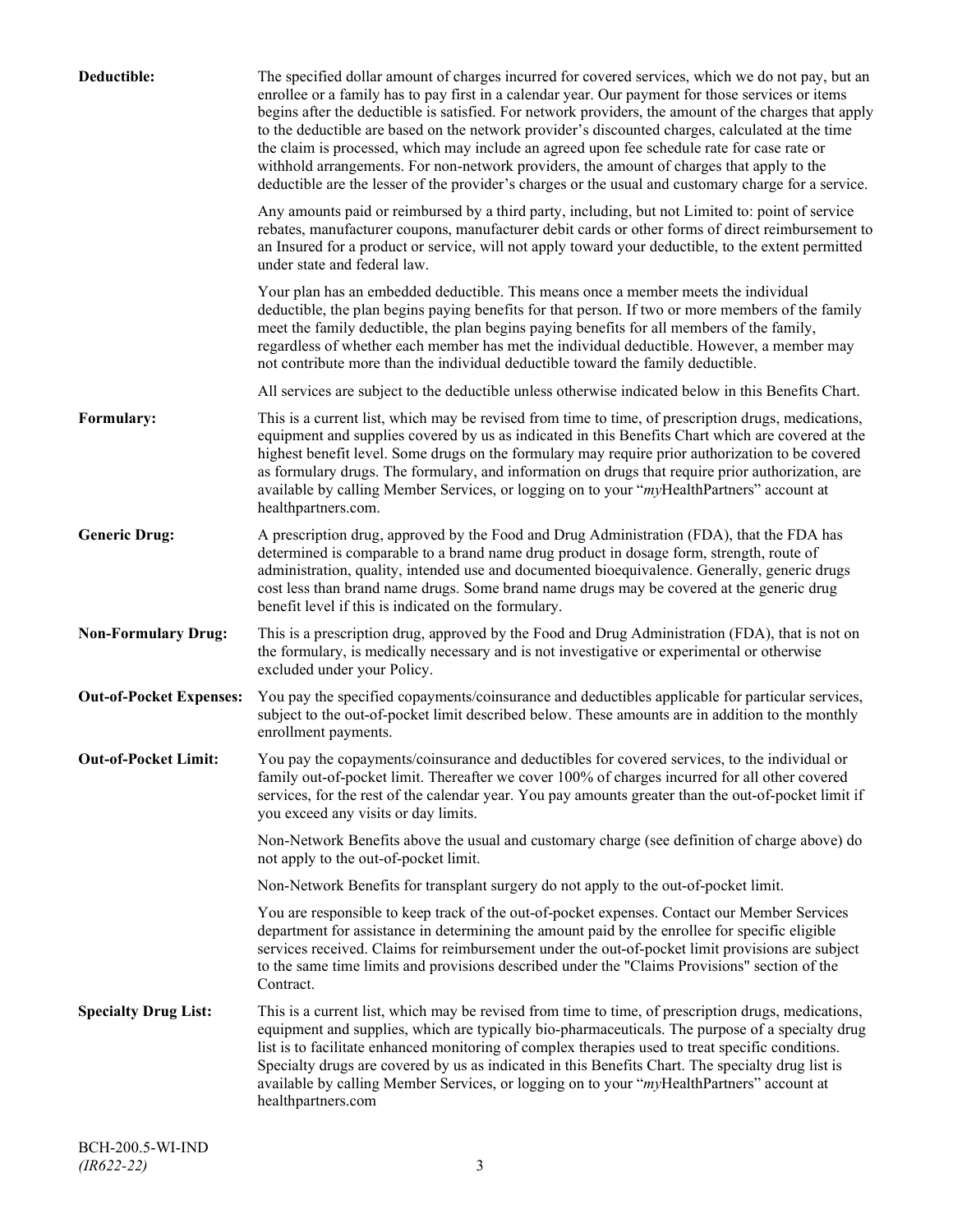**Deductible:** The specified dollar amount of charges incurred for covered services, which we do not pay, but an enrollee or a family has to pay first in a calendar year. Our payment for those services or items begins after the deductible is satisfied. For network providers, the amount of the charges that apply to the deductible are based on the network provider's discounted charges, calculated at the time the claim is processed, which may include an agreed upon fee schedule rate for case rate or withhold arrangements. For non-network providers, the amount of charges that apply to the deductible are the lesser of the provider's charges or the usual and customary charge for a service.

Any amounts paid or reimbursed by a third party, including, but not Limited to: point of service rebates, manufacturer coupons, manufacturer debit cards or other forms of direct reimbursement to an Insured for a product or service, will not apply toward your deductible, to the extent permitted under state and federal law.

Your plan has an embedded deductible. This means once a member meets the individual deductible, the plan begins paying benefits for that person. If two or more members of the family meet the family deductible, the plan begins paying benefits for all members of the family, regardless of whether each member has met the individual deductible. However, a member may not contribute more than the individual deductible toward the family deductible.

All services are subject to the deductible unless otherwise indicated below in this Benefits Chart.

**Formulary:** This is a current list, which may be revised from time to time, of prescription drugs, medications, equipment and supplies covered by us as indicated in this Benefits Chart which are covered at the highest benefit level. Some drugs on the formulary may require prior authorization to be covered as formulary drugs. The formulary, and information on drugs that require prior authorization, are available by calling Member Services, or logging on to your "*my*HealthPartners" account at healthpartners.com.

**Generic Drug:** A prescription drug, approved by the Food and Drug Administration (FDA), that the FDA has determined is comparable to a brand name drug product in dosage form, strength, route of administration, quality, intended use and documented bioequivalence. Generally, generic drugs cost less than brand name drugs. Some brand name drugs may be covered at the generic drug benefit level if this is indicated on the formulary.

**Non-Formulary Drug:** This is a prescription drug, approved by the Food and Drug Administration (FDA), that is not on the formulary, is medically necessary and is not investigative or experimental or otherwise excluded under your Policy.

**Out-of-Pocket Expenses:** You pay the specified copayments/coinsurance and deductibles applicable for particular services, subject to the out-of-pocket limit described below. These amounts are in addition to the monthly enrollment payments.

**Out-of-Pocket Limit:** You pay the copayments/coinsurance and deductibles for covered services, to the individual or family out-of-pocket limit. Thereafter we cover 100% of charges incurred for all other covered services, for the rest of the calendar year. You pay amounts greater than the out-of-pocket limit if you exceed any visits or day limits.

Non-Network Benefits above the usual and customary charge (see definition of charge above) do not apply to the out-of-pocket limit.

Non-Network Benefits for transplant surgery do not apply to the out-of-pocket limit.

You are responsible to keep track of the out-of-pocket expenses. Contact our Member Services department for assistance in determining the amount paid by the enrollee for specific eligible services received. Claims for reimbursement under the out-of-pocket limit provisions are subject to the same time limits and provisions described under the "Claims Provisions" section of the Contract.

**Specialty Drug List:** This is a current list, which may be revised from time to time, of prescription drugs, medications, equipment and supplies, which are typically bio-pharmaceuticals. The purpose of a specialty drug list is to facilitate enhanced monitoring of complex therapies used to treat specific conditions. Specialty drugs are covered by us as indicated in this Benefits Chart. The specialty drug list is available by calling Member Services, or logging on to your "*my*HealthPartners" account at healthpartners.com

BCH-200.5-WI-IND
*(IR622-22)*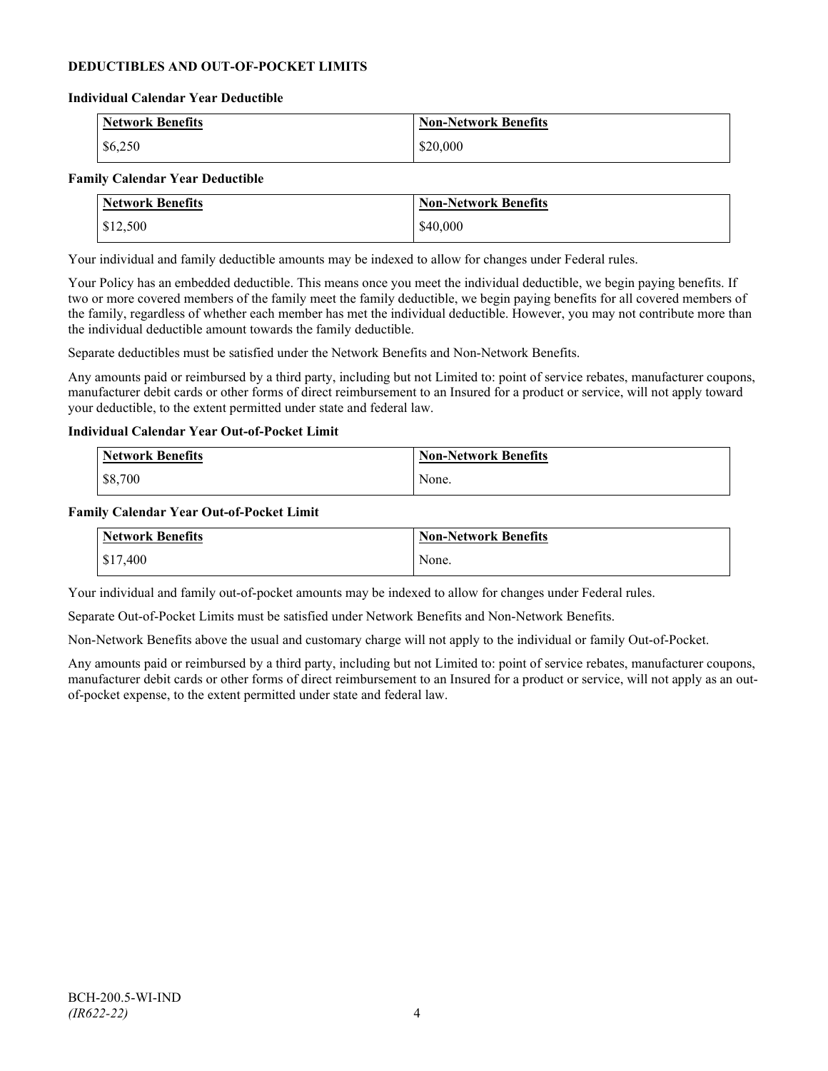**DEDUCTIBLES AND OUT-OF-POCKET LIMITS**

**Individual Calendar Year Deductible**

| Network Benefits | Non-Network Benefits |
| --- | --- |
| $6,250 | $20,000 |

**Family Calendar Year Deductible**

| Network Benefits | Non-Network Benefits |
| --- | --- |
| $12,500 | $40,000 |

Your individual and family deductible amounts may be indexed to allow for changes under Federal rules.

Your Policy has an embedded deductible. This means once you meet the individual deductible, we begin paying benefits. If two or more covered members of the family meet the family deductible, we begin paying benefits for all covered members of the family, regardless of whether each member has met the individual deductible. However, you may not contribute more than the individual deductible amount towards the family deductible.

Separate deductibles must be satisfied under the Network Benefits and Non-Network Benefits.

Any amounts paid or reimbursed by a third party, including but not Limited to: point of service rebates, manufacturer coupons, manufacturer debit cards or other forms of direct reimbursement to an Insured for a product or service, will not apply toward your deductible, to the extent permitted under state and federal law.

**Individual Calendar Year Out-of-Pocket Limit**

| Network Benefits | Non-Network Benefits |
| --- | --- |
| $8,700 | None. |

**Family Calendar Year Out-of-Pocket Limit**

| Network Benefits | Non-Network Benefits |
| --- | --- |
| $17,400 | None. |

Your individual and family out-of-pocket amounts may be indexed to allow for changes under Federal rules.

Separate Out-of-Pocket Limits must be satisfied under Network Benefits and Non-Network Benefits.

Non-Network Benefits above the usual and customary charge will not apply to the individual or family Out-of-Pocket.

Any amounts paid or reimbursed by a third party, including but not Limited to: point of service rebates, manufacturer coupons, manufacturer debit cards or other forms of direct reimbursement to an Insured for a product or service, will not apply as an out-of-pocket expense, to the extent permitted under state and federal law.

BCH-200.5-WI-IND
*(IR622-22)*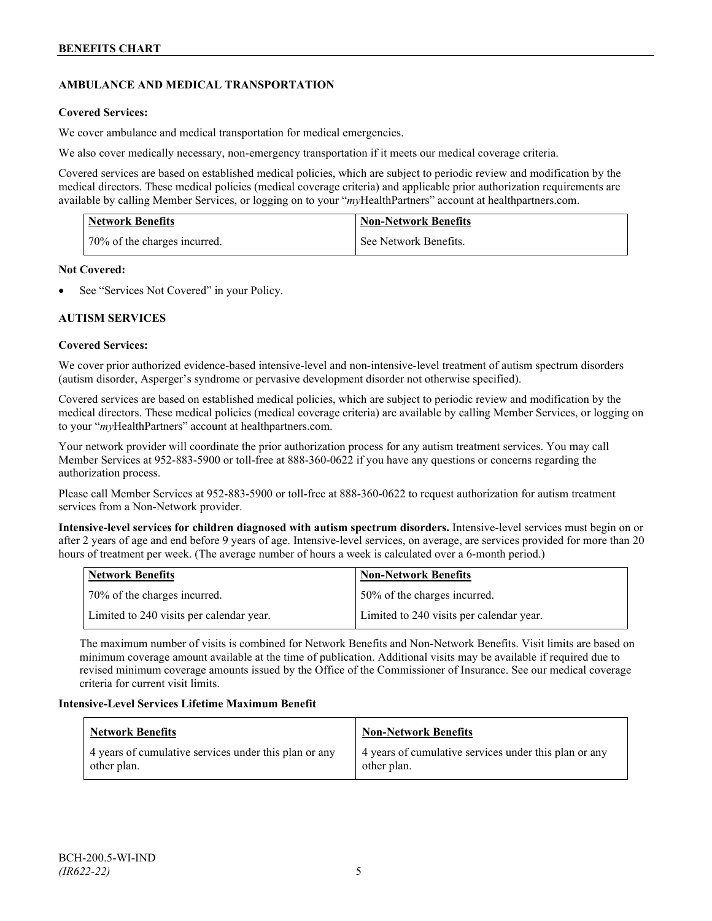## AMBULANCE AND MEDICAL TRANSPORTATION

**Covered Services:**

We cover ambulance and medical transportation for medical emergencies.

We also cover medically necessary, non-emergency transportation if it meets our medical coverage criteria.

Covered services are based on established medical policies, which are subject to periodic review and modification by the medical directors. These medical policies (medical coverage criteria) and applicable prior authorization requirements are available by calling Member Services, or logging on to your "*my*HealthPartners" account at healthpartners.com.

| Network Benefits | Non-Network Benefits |
|---|---|
| 70% of the charges incurred. | See Network Benefits. |

**Not Covered:**

- See "Services Not Covered" in your Policy.

## AUTISM SERVICES

**Covered Services:**

We cover prior authorized evidence-based intensive-level and non-intensive-level treatment of autism spectrum disorders (autism disorder, Asperger's syndrome or pervasive development disorder not otherwise specified).

Covered services are based on established medical policies, which are subject to periodic review and modification by the medical directors. These medical policies (medical coverage criteria) are available by calling Member Services, or logging on to your "*my*HealthPartners" account at healthpartners.com.

Your network provider will coordinate the prior authorization process for any autism treatment services. You may call Member Services at 952-883-5900 or toll-free at 888-360-0622 if you have any questions or concerns regarding the authorization process.

Please call Member Services at 952-883-5900 or toll-free at 888-360-0622 to request authorization for autism treatment services from a Non-Network provider.

**Intensive-level services for children diagnosed with autism spectrum disorders.** Intensive-level services must begin on or after 2 years of age and end before 9 years of age. Intensive-level services, on average, are services provided for more than 20 hours of treatment per week. (The average number of hours a week is calculated over a 6-month period.)

| Network Benefits | Non-Network Benefits |
|---|---|
| 70% of the charges incurred. | 50% of the charges incurred. |
| Limited to 240 visits per calendar year. | Limited to 240 visits per calendar year. |

The maximum number of visits is combined for Network Benefits and Non-Network Benefits. Visit limits are based on minimum coverage amount available at the time of publication. Additional visits may be available if required due to revised minimum coverage amounts issued by the Office of the Commissioner of Insurance. See our medical coverage criteria for current visit limits.

**Intensive-Level Services Lifetime Maximum Benefit**

| Network Benefits | Non-Network Benefits |
|---|---|
| 4 years of cumulative services under this plan or any other plan. | 4 years of cumulative services under this plan or any other plan. |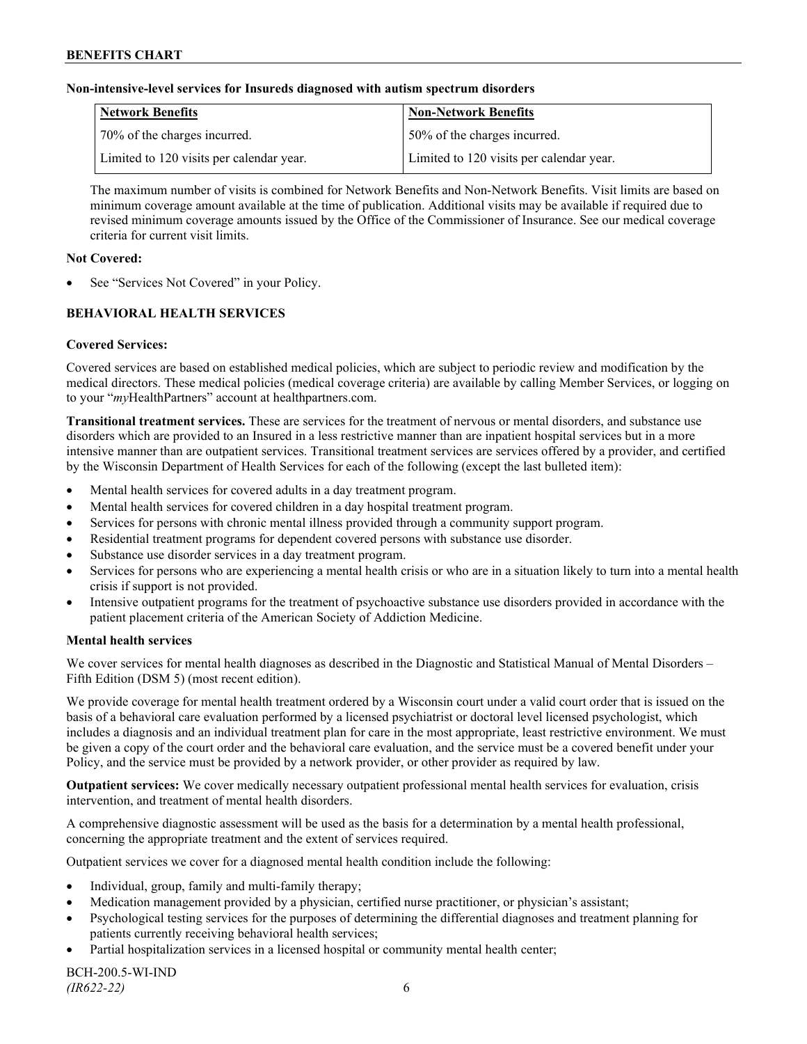**Non-intensive-level services for Insureds diagnosed with autism spectrum disorders**

| Network Benefits | Non-Network Benefits |
|---|---|
| 70% of the charges incurred. | 50% of the charges incurred. |
| Limited to 120 visits per calendar year. | Limited to 120 visits per calendar year. |

The maximum number of visits is combined for Network Benefits and Non-Network Benefits. Visit limits are based on minimum coverage amount available at the time of publication. Additional visits may be available if required due to revised minimum coverage amounts issued by the Office of the Commissioner of Insurance. See our medical coverage criteria for current visit limits.

**Not Covered:**

- See "Services Not Covered" in your Policy.

## BEHAVIORAL HEALTH SERVICES

**Covered Services:**

Covered services are based on established medical policies, which are subject to periodic review and modification by the medical directors. These medical policies (medical coverage criteria) are available by calling Member Services, or logging on to your "*my*HealthPartners" account at healthpartners.com.

**Transitional treatment services.** These are services for the treatment of nervous or mental disorders, and substance use disorders which are provided to an Insured in a less restrictive manner than are inpatient hospital services but in a more intensive manner than are outpatient services. Transitional treatment services are services offered by a provider, and certified by the Wisconsin Department of Health Services for each of the following (except the last bulleted item):

- Mental health services for covered adults in a day treatment program.
- Mental health services for covered children in a day hospital treatment program.
- Services for persons with chronic mental illness provided through a community support program.
- Residential treatment programs for dependent covered persons with substance use disorder.
- Substance use disorder services in a day treatment program.
- Services for persons who are experiencing a mental health crisis or who are in a situation likely to turn into a mental health crisis if support is not provided.
- Intensive outpatient programs for the treatment of psychoactive substance use disorders provided in accordance with the patient placement criteria of the American Society of Addiction Medicine.

**Mental health services**

We cover services for mental health diagnoses as described in the Diagnostic and Statistical Manual of Mental Disorders – Fifth Edition (DSM 5) (most recent edition).

We provide coverage for mental health treatment ordered by a Wisconsin court under a valid court order that is issued on the basis of a behavioral care evaluation performed by a licensed psychiatrist or doctoral level licensed psychologist, which includes a diagnosis and an individual treatment plan for care in the most appropriate, least restrictive environment. We must be given a copy of the court order and the behavioral care evaluation, and the service must be a covered benefit under your Policy, and the service must be provided by a network provider, or other provider as required by law.

**Outpatient services:** We cover medically necessary outpatient professional mental health services for evaluation, crisis intervention, and treatment of mental health disorders.

A comprehensive diagnostic assessment will be used as the basis for a determination by a mental health professional, concerning the appropriate treatment and the extent of services required.

Outpatient services we cover for a diagnosed mental health condition include the following:

- Individual, group, family and multi-family therapy;
- Medication management provided by a physician, certified nurse practitioner, or physician's assistant;
- Psychological testing services for the purposes of determining the differential diagnoses and treatment planning for patients currently receiving behavioral health services;
- Partial hospitalization services in a licensed hospital or community mental health center;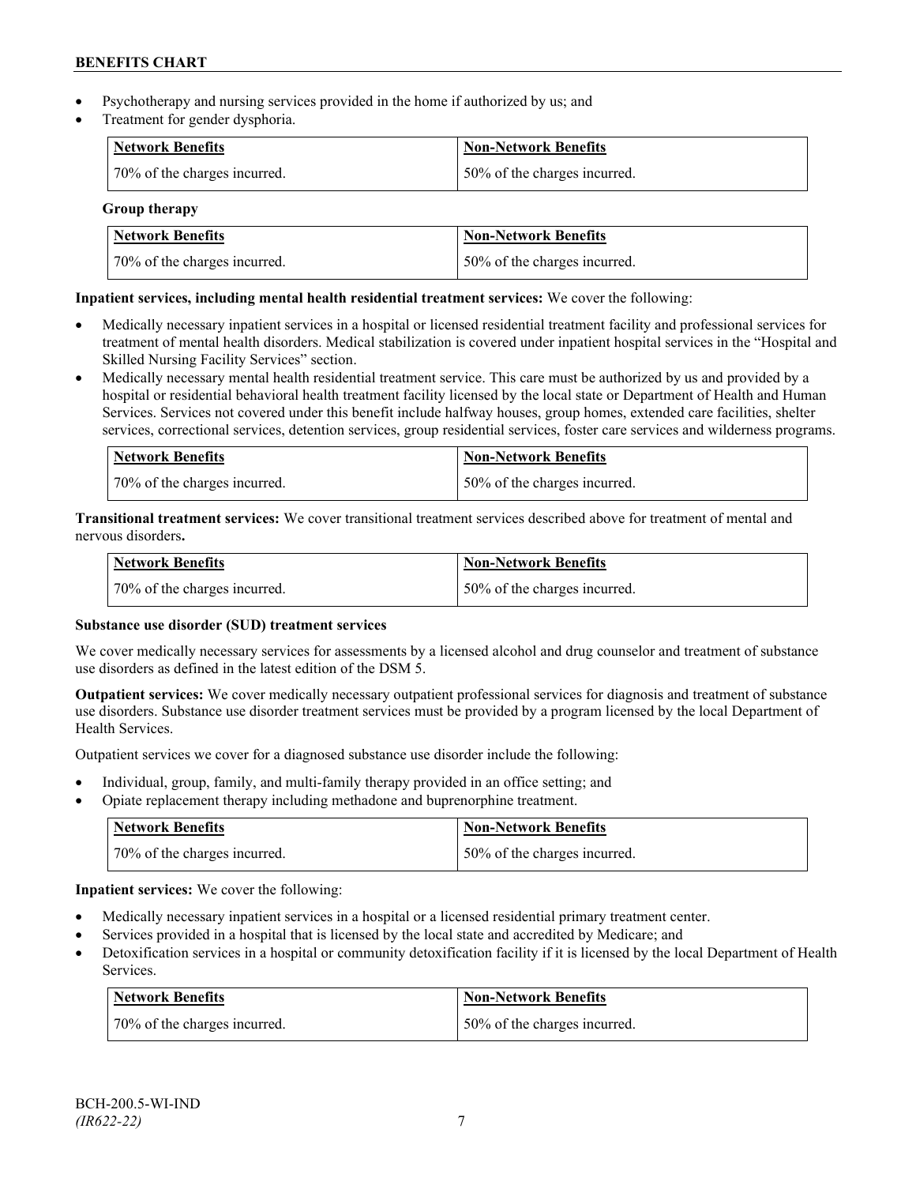- Psychotherapy and nursing services provided in the home if authorized by us; and
- Treatment for gender dysphoria.

| Network Benefits | Non-Network Benefits |
|---|---|
| 70% of the charges incurred. | 50% of the charges incurred. |

**Group therapy**

| Network Benefits | Non-Network Benefits |
|---|---|
| 70% of the charges incurred. | 50% of the charges incurred. |

**Inpatient services, including mental health residential treatment services:** We cover the following:

- Medically necessary inpatient services in a hospital or licensed residential treatment facility and professional services for treatment of mental health disorders. Medical stabilization is covered under inpatient hospital services in the "Hospital and Skilled Nursing Facility Services" section.
- Medically necessary mental health residential treatment service. This care must be authorized by us and provided by a hospital or residential behavioral health treatment facility licensed by the local state or Department of Health and Human Services. Services not covered under this benefit include halfway houses, group homes, extended care facilities, shelter services, correctional services, detention services, group residential services, foster care services and wilderness programs.

| Network Benefits | Non-Network Benefits |
|---|---|
| 70% of the charges incurred. | 50% of the charges incurred. |

**Transitional treatment services:** We cover transitional treatment services described above for treatment of mental and nervous disorders**.**

| Network Benefits | Non-Network Benefits |
|---|---|
| 70% of the charges incurred. | 50% of the charges incurred. |

**Substance use disorder (SUD) treatment services**

We cover medically necessary services for assessments by a licensed alcohol and drug counselor and treatment of substance use disorders as defined in the latest edition of the DSM 5.

**Outpatient services:** We cover medically necessary outpatient professional services for diagnosis and treatment of substance use disorders. Substance use disorder treatment services must be provided by a program licensed by the local Department of Health Services.

Outpatient services we cover for a diagnosed substance use disorder include the following:

- Individual, group, family, and multi-family therapy provided in an office setting; and
- Opiate replacement therapy including methadone and buprenorphine treatment.

| Network Benefits | Non-Network Benefits |
|---|---|
| 70% of the charges incurred. | 50% of the charges incurred. |

**Inpatient services:** We cover the following:

- Medically necessary inpatient services in a hospital or a licensed residential primary treatment center.
- Services provided in a hospital that is licensed by the local state and accredited by Medicare; and
- Detoxification services in a hospital or community detoxification facility if it is licensed by the local Department of Health Services.

| Network Benefits | Non-Network Benefits |
|---|---|
| 70% of the charges incurred. | 50% of the charges incurred. |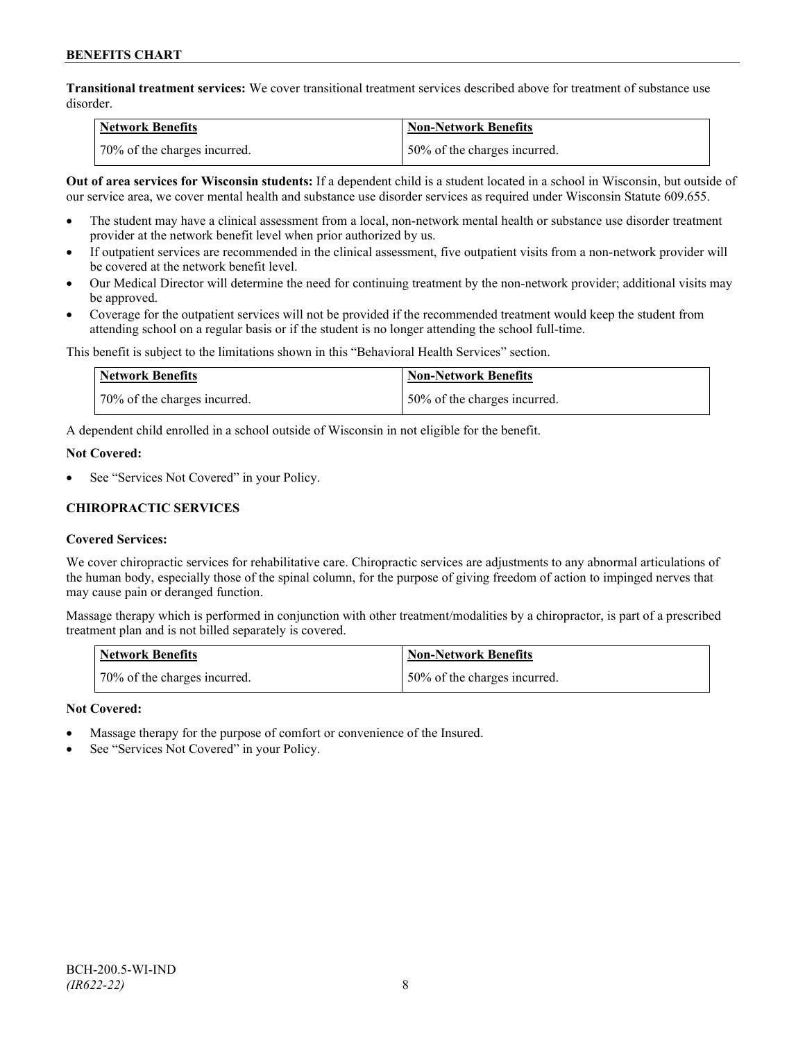**Transitional treatment services:** We cover transitional treatment services described above for treatment of substance use disorder.

| Network Benefits | Non-Network Benefits |
| --- | --- |
| 70% of the charges incurred. | 50% of the charges incurred. |

**Out of area services for Wisconsin students:** If a dependent child is a student located in a school in Wisconsin, but outside of our service area, we cover mental health and substance use disorder services as required under Wisconsin Statute 609.655.

- The student may have a clinical assessment from a local, non-network mental health or substance use disorder treatment provider at the network benefit level when prior authorized by us.
- If outpatient services are recommended in the clinical assessment, five outpatient visits from a non-network provider will be covered at the network benefit level.
- Our Medical Director will determine the need for continuing treatment by the non-network provider; additional visits may be approved.
- Coverage for the outpatient services will not be provided if the recommended treatment would keep the student from attending school on a regular basis or if the student is no longer attending the school full-time.

This benefit is subject to the limitations shown in this "Behavioral Health Services" section.

| Network Benefits | Non-Network Benefits |
| --- | --- |
| 70% of the charges incurred. | 50% of the charges incurred. |

A dependent child enrolled in a school outside of Wisconsin in not eligible for the benefit.

**Not Covered:**

- See "Services Not Covered" in your Policy.

### CHIROPRACTIC SERVICES

**Covered Services:**

We cover chiropractic services for rehabilitative care. Chiropractic services are adjustments to any abnormal articulations of the human body, especially those of the spinal column, for the purpose of giving freedom of action to impinged nerves that may cause pain or deranged function.

Massage therapy which is performed in conjunction with other treatment/modalities by a chiropractor, is part of a prescribed treatment plan and is not billed separately is covered.

| Network Benefits | Non-Network Benefits |
| --- | --- |
| 70% of the charges incurred. | 50% of the charges incurred. |

**Not Covered:**

- Massage therapy for the purpose of comfort or convenience of the Insured.
- See "Services Not Covered" in your Policy.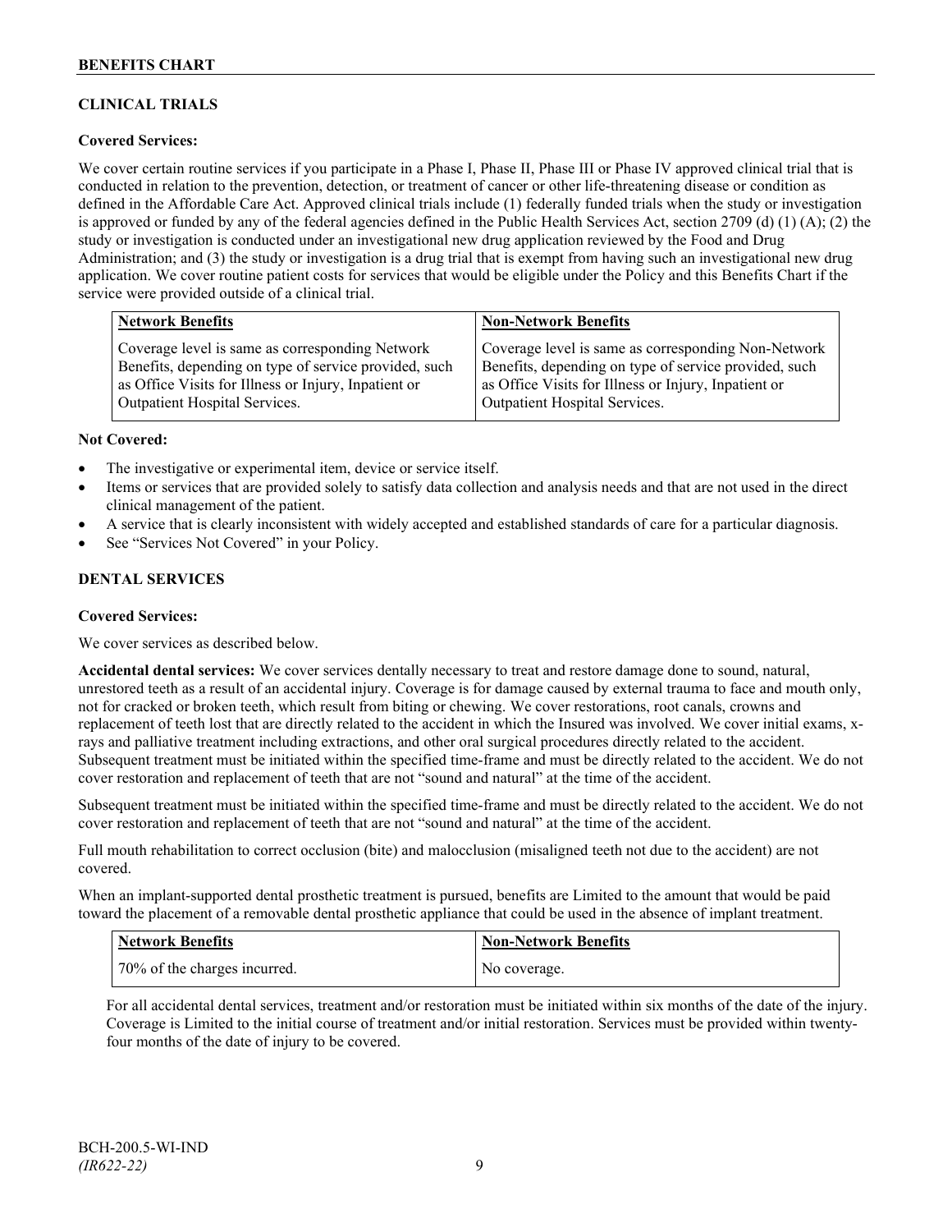## CLINICAL TRIALS

**Covered Services:**

We cover certain routine services if you participate in a Phase I, Phase II, Phase III or Phase IV approved clinical trial that is conducted in relation to the prevention, detection, or treatment of cancer or other life-threatening disease or condition as defined in the Affordable Care Act. Approved clinical trials include (1) federally funded trials when the study or investigation is approved or funded by any of the federal agencies defined in the Public Health Services Act, section 2709 (d) (1) (A); (2) the study or investigation is conducted under an investigational new drug application reviewed by the Food and Drug Administration; and (3) the study or investigation is a drug trial that is exempt from having such an investigational new drug application. We cover routine patient costs for services that would be eligible under the Policy and this Benefits Chart if the service were provided outside of a clinical trial.

| Network Benefits | Non-Network Benefits |
|---|---|
| Coverage level is same as corresponding Network Benefits, depending on type of service provided, such as Office Visits for Illness or Injury, Inpatient or Outpatient Hospital Services. | Coverage level is same as corresponding Non-Network Benefits, depending on type of service provided, such as Office Visits for Illness or Injury, Inpatient or Outpatient Hospital Services. |

**Not Covered:**

- The investigative or experimental item, device or service itself.
- Items or services that are provided solely to satisfy data collection and analysis needs and that are not used in the direct clinical management of the patient.
- A service that is clearly inconsistent with widely accepted and established standards of care for a particular diagnosis.
- See "Services Not Covered" in your Policy.

## DENTAL SERVICES

**Covered Services:**

We cover services as described below.

**Accidental dental services:** We cover services dentally necessary to treat and restore damage done to sound, natural, unrestored teeth as a result of an accidental injury. Coverage is for damage caused by external trauma to face and mouth only, not for cracked or broken teeth, which result from biting or chewing. We cover restorations, root canals, crowns and replacement of teeth lost that are directly related to the accident in which the Insured was involved. We cover initial exams, x-rays and palliative treatment including extractions, and other oral surgical procedures directly related to the accident. Subsequent treatment must be initiated within the specified time-frame and must be directly related to the accident. We do not cover restoration and replacement of teeth that are not "sound and natural" at the time of the accident.

Subsequent treatment must be initiated within the specified time-frame and must be directly related to the accident. We do not cover restoration and replacement of teeth that are not "sound and natural" at the time of the accident.

Full mouth rehabilitation to correct occlusion (bite) and malocclusion (misaligned teeth not due to the accident) are not covered.

When an implant-supported dental prosthetic treatment is pursued, benefits are Limited to the amount that would be paid toward the placement of a removable dental prosthetic appliance that could be used in the absence of implant treatment.

| Network Benefits | Non-Network Benefits |
|---|---|
| 70% of the charges incurred. | No coverage. |

For all accidental dental services, treatment and/or restoration must be initiated within six months of the date of the injury. Coverage is Limited to the initial course of treatment and/or initial restoration. Services must be provided within twenty-four months of the date of injury to be covered.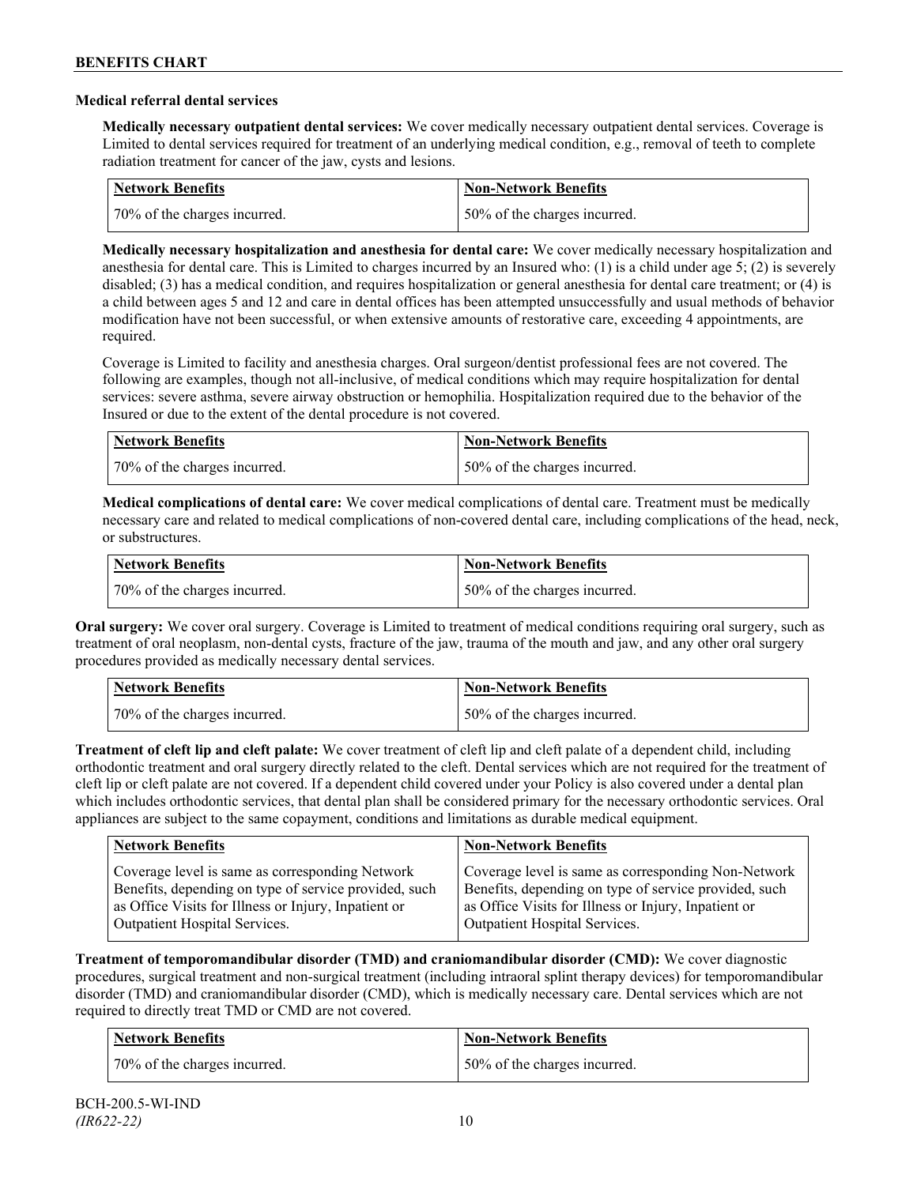### Medical referral dental services

**Medically necessary outpatient dental services:** We cover medically necessary outpatient dental services. Coverage is Limited to dental services required for treatment of an underlying medical condition, e.g., removal of teeth to complete radiation treatment for cancer of the jaw, cysts and lesions.

| Network Benefits | Non-Network Benefits |
|---|---|
| 70% of the charges incurred. | 50% of the charges incurred. |

**Medically necessary hospitalization and anesthesia for dental care:** We cover medically necessary hospitalization and anesthesia for dental care. This is Limited to charges incurred by an Insured who: (1) is a child under age 5; (2) is severely disabled; (3) has a medical condition, and requires hospitalization or general anesthesia for dental care treatment; or (4) is a child between ages 5 and 12 and care in dental offices has been attempted unsuccessfully and usual methods of behavior modification have not been successful, or when extensive amounts of restorative care, exceeding 4 appointments, are required.

Coverage is Limited to facility and anesthesia charges. Oral surgeon/dentist professional fees are not covered. The following are examples, though not all-inclusive, of medical conditions which may require hospitalization for dental services: severe asthma, severe airway obstruction or hemophilia. Hospitalization required due to the behavior of the Insured or due to the extent of the dental procedure is not covered.

| Network Benefits | Non-Network Benefits |
|---|---|
| 70% of the charges incurred. | 50% of the charges incurred. |

**Medical complications of dental care:** We cover medical complications of dental care. Treatment must be medically necessary care and related to medical complications of non-covered dental care, including complications of the head, neck, or substructures.

| Network Benefits | Non-Network Benefits |
|---|---|
| 70% of the charges incurred. | 50% of the charges incurred. |

**Oral surgery:** We cover oral surgery. Coverage is Limited to treatment of medical conditions requiring oral surgery, such as treatment of oral neoplasm, non-dental cysts, fracture of the jaw, trauma of the mouth and jaw, and any other oral surgery procedures provided as medically necessary dental services.

| Network Benefits | Non-Network Benefits |
|---|---|
| 70% of the charges incurred. | 50% of the charges incurred. |

**Treatment of cleft lip and cleft palate:** We cover treatment of cleft lip and cleft palate of a dependent child, including orthodontic treatment and oral surgery directly related to the cleft. Dental services which are not required for the treatment of cleft lip or cleft palate are not covered. If a dependent child covered under your Policy is also covered under a dental plan which includes orthodontic services, that dental plan shall be considered primary for the necessary orthodontic services. Oral appliances are subject to the same copayment, conditions and limitations as durable medical equipment.

| Network Benefits | Non-Network Benefits |
|---|---|
| Coverage level is same as corresponding Network Benefits, depending on type of service provided, such as Office Visits for Illness or Injury, Inpatient or Outpatient Hospital Services. | Coverage level is same as corresponding Non-Network Benefits, depending on type of service provided, such as Office Visits for Illness or Injury, Inpatient or Outpatient Hospital Services. |

**Treatment of temporomandibular disorder (TMD) and craniomandibular disorder (CMD):** We cover diagnostic procedures, surgical treatment and non-surgical treatment (including intraoral splint therapy devices) for temporomandibular disorder (TMD) and craniomandibular disorder (CMD), which is medically necessary care. Dental services which are not required to directly treat TMD or CMD are not covered.

| Network Benefits | Non-Network Benefits |
|---|---|
| 70% of the charges incurred. | 50% of the charges incurred. |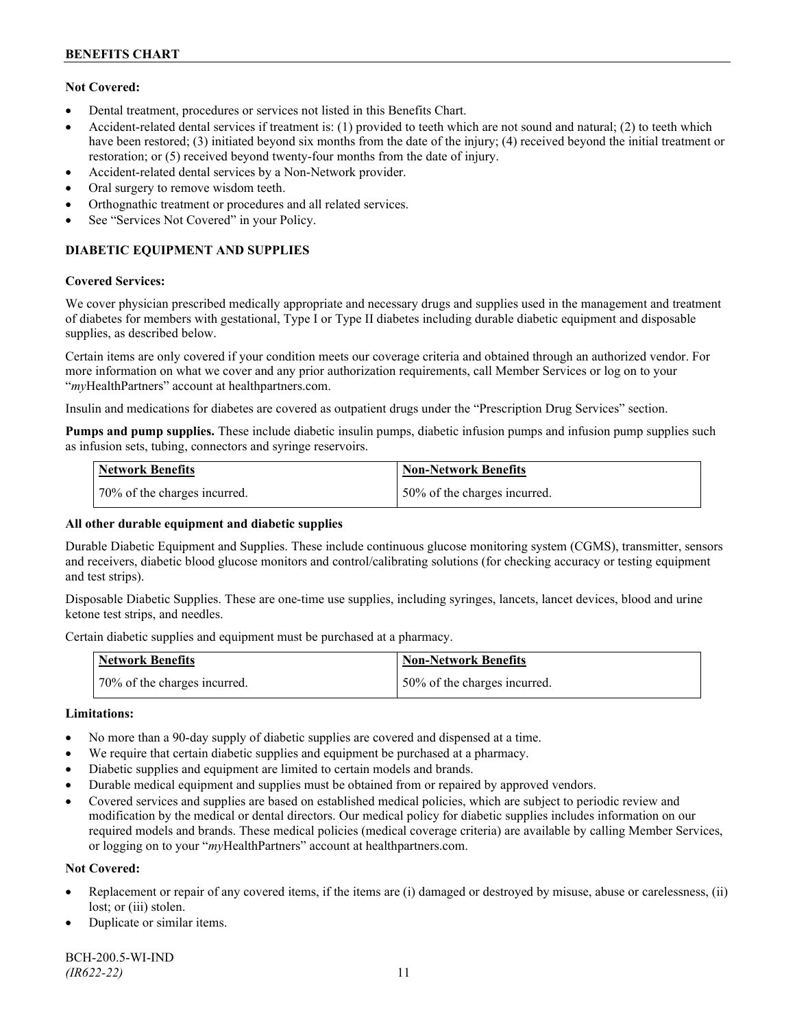**Not Covered:**

- Dental treatment, procedures or services not listed in this Benefits Chart.
- Accident-related dental services if treatment is: (1) provided to teeth which are not sound and natural; (2) to teeth which have been restored; (3) initiated beyond six months from the date of the injury; (4) received beyond the initial treatment or restoration; or (5) received beyond twenty-four months from the date of injury.
- Accident-related dental services by a Non-Network provider.
- Oral surgery to remove wisdom teeth.
- Orthognathic treatment or procedures and all related services.
- See "Services Not Covered" in your Policy.

## DIABETIC EQUIPMENT AND SUPPLIES

**Covered Services:**

We cover physician prescribed medically appropriate and necessary drugs and supplies used in the management and treatment of diabetes for members with gestational, Type I or Type II diabetes including durable diabetic equipment and disposable supplies, as described below.

Certain items are only covered if your condition meets our coverage criteria and obtained through an authorized vendor. For more information on what we cover and any prior authorization requirements, call Member Services or log on to your "*my*HealthPartners" account at healthpartners.com.

Insulin and medications for diabetes are covered as outpatient drugs under the "Prescription Drug Services" section.

**Pumps and pump supplies.** These include diabetic insulin pumps, diabetic infusion pumps and infusion pump supplies such as infusion sets, tubing, connectors and syringe reservoirs.

| Network Benefits | Non-Network Benefits |
|---|---|
| 70% of the charges incurred. | 50% of the charges incurred. |

**All other durable equipment and diabetic supplies**

Durable Diabetic Equipment and Supplies. These include continuous glucose monitoring system (CGMS), transmitter, sensors and receivers, diabetic blood glucose monitors and control/calibrating solutions (for checking accuracy or testing equipment and test strips).

Disposable Diabetic Supplies. These are one-time use supplies, including syringes, lancets, lancet devices, blood and urine ketone test strips, and needles.

Certain diabetic supplies and equipment must be purchased at a pharmacy.

| Network Benefits | Non-Network Benefits |
|---|---|
| 70% of the charges incurred. | 50% of the charges incurred. |

**Limitations:**

- No more than a 90-day supply of diabetic supplies are covered and dispensed at a time.
- We require that certain diabetic supplies and equipment be purchased at a pharmacy.
- Diabetic supplies and equipment are limited to certain models and brands.
- Durable medical equipment and supplies must be obtained from or repaired by approved vendors.
- Covered services and supplies are based on established medical policies, which are subject to periodic review and modification by the medical or dental directors. Our medical policy for diabetic supplies includes information on our required models and brands. These medical policies (medical coverage criteria) are available by calling Member Services, or logging on to your "*my*HealthPartners" account at healthpartners.com.

**Not Covered:**

- Replacement or repair of any covered items, if the items are (i) damaged or destroyed by misuse, abuse or carelessness, (ii) lost; or (iii) stolen.
- Duplicate or similar items.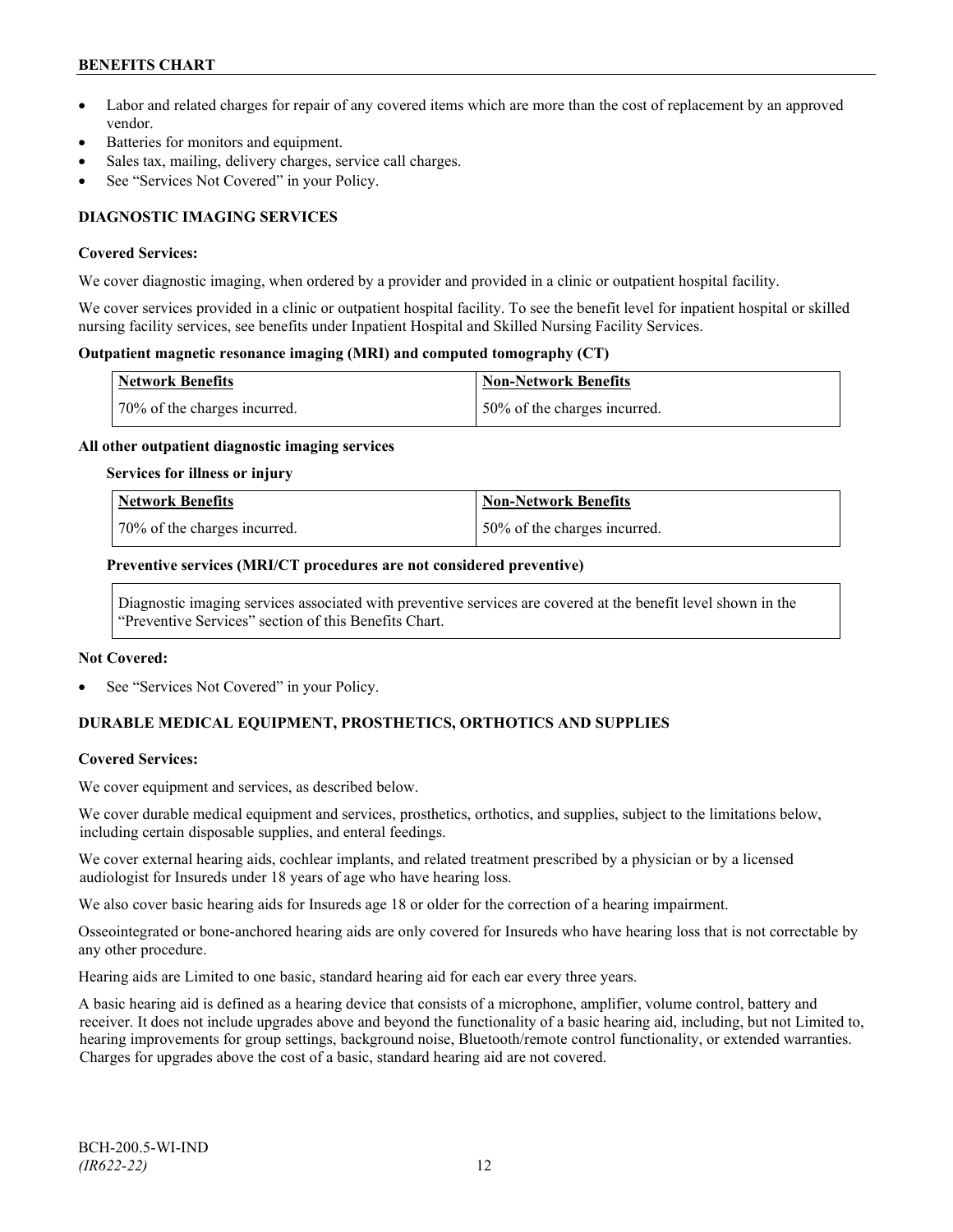- Labor and related charges for repair of any covered items which are more than the cost of replacement by an approved vendor.
- Batteries for monitors and equipment.
- Sales tax, mailing, delivery charges, service call charges.
- See "Services Not Covered" in your Policy.

## DIAGNOSTIC IMAGING SERVICES

### Covered Services:

We cover diagnostic imaging, when ordered by a provider and provided in a clinic or outpatient hospital facility.

We cover services provided in a clinic or outpatient hospital facility. To see the benefit level for inpatient hospital or skilled nursing facility services, see benefits under Inpatient Hospital and Skilled Nursing Facility Services.

**Outpatient magnetic resonance imaging (MRI) and computed tomography (CT)**

| Network Benefits | Non-Network Benefits |
|---|---|
| 70% of the charges incurred. | 50% of the charges incurred. |

**All other outpatient diagnostic imaging services**

**Services for illness or injury**

| Network Benefits | Non-Network Benefits |
|---|---|
| 70% of the charges incurred. | 50% of the charges incurred. |

**Preventive services (MRI/CT procedures are not considered preventive)**

Diagnostic imaging services associated with preventive services are covered at the benefit level shown in the "Preventive Services" section of this Benefits Chart.

### Not Covered:

- See "Services Not Covered" in your Policy.

## DURABLE MEDICAL EQUIPMENT, PROSTHETICS, ORTHOTICS AND SUPPLIES

### Covered Services:

We cover equipment and services, as described below.

We cover durable medical equipment and services, prosthetics, orthotics, and supplies, subject to the limitations below, including certain disposable supplies, and enteral feedings.

We cover external hearing aids, cochlear implants, and related treatment prescribed by a physician or by a licensed audiologist for Insureds under 18 years of age who have hearing loss.

We also cover basic hearing aids for Insureds age 18 or older for the correction of a hearing impairment.

Osseointegrated or bone-anchored hearing aids are only covered for Insureds who have hearing loss that is not correctable by any other procedure.

Hearing aids are Limited to one basic, standard hearing aid for each ear every three years.

A basic hearing aid is defined as a hearing device that consists of a microphone, amplifier, volume control, battery and receiver. It does not include upgrades above and beyond the functionality of a basic hearing aid, including, but not Limited to, hearing improvements for group settings, background noise, Bluetooth/remote control functionality, or extended warranties. Charges for upgrades above the cost of a basic, standard hearing aid are not covered.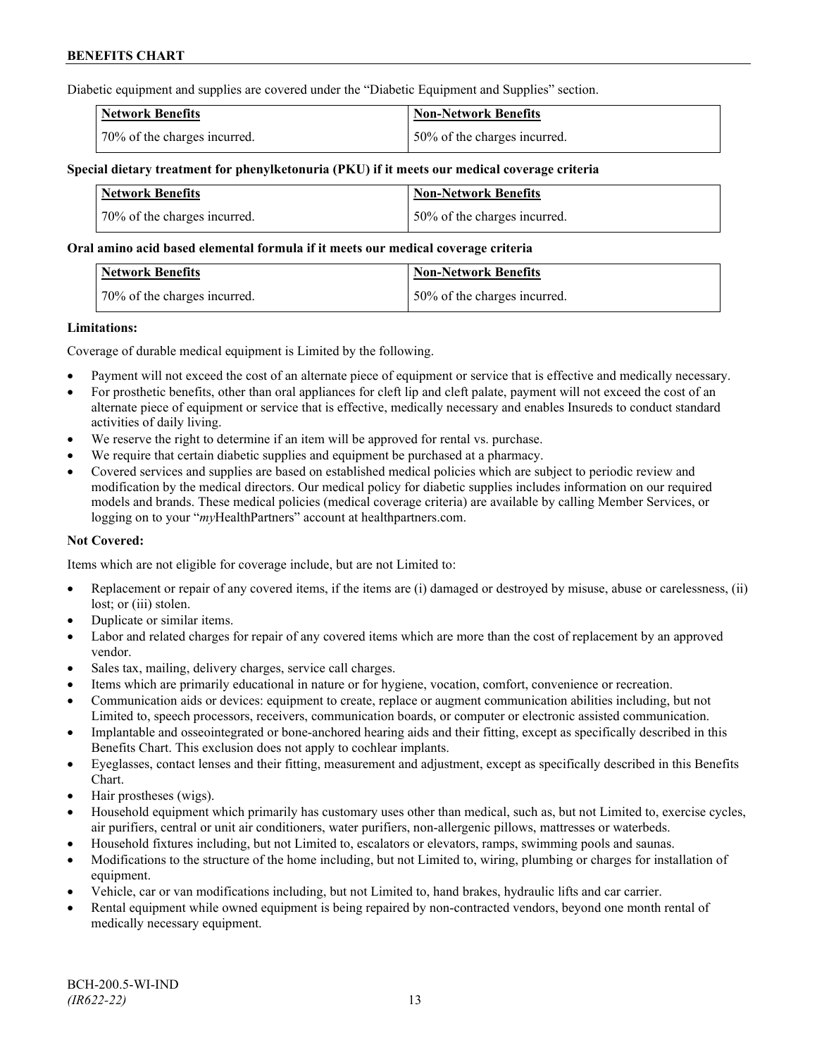Diabetic equipment and supplies are covered under the "Diabetic Equipment and Supplies" section.

| Network Benefits | Non-Network Benefits |
| --- | --- |
| 70% of the charges incurred. | 50% of the charges incurred. |

**Special dietary treatment for phenylketonuria (PKU) if it meets our medical coverage criteria**

| Network Benefits | Non-Network Benefits |
| --- | --- |
| 70% of the charges incurred. | 50% of the charges incurred. |

**Oral amino acid based elemental formula if it meets our medical coverage criteria**

| Network Benefits | Non-Network Benefits |
| --- | --- |
| 70% of the charges incurred. | 50% of the charges incurred. |

**Limitations:**

Coverage of durable medical equipment is Limited by the following.

- Payment will not exceed the cost of an alternate piece of equipment or service that is effective and medically necessary.
- For prosthetic benefits, other than oral appliances for cleft lip and cleft palate, payment will not exceed the cost of an alternate piece of equipment or service that is effective, medically necessary and enables Insureds to conduct standard activities of daily living.
- We reserve the right to determine if an item will be approved for rental vs. purchase.
- We require that certain diabetic supplies and equipment be purchased at a pharmacy.
- Covered services and supplies are based on established medical policies which are subject to periodic review and modification by the medical directors. Our medical policy for diabetic supplies includes information on our required models and brands. These medical policies (medical coverage criteria) are available by calling Member Services, or logging on to your "*my*HealthPartners" account at healthpartners.com.

**Not Covered:**

Items which are not eligible for coverage include, but are not Limited to:

- Replacement or repair of any covered items, if the items are (i) damaged or destroyed by misuse, abuse or carelessness, (ii) lost; or (iii) stolen.
- Duplicate or similar items.
- Labor and related charges for repair of any covered items which are more than the cost of replacement by an approved vendor.
- Sales tax, mailing, delivery charges, service call charges.
- Items which are primarily educational in nature or for hygiene, vocation, comfort, convenience or recreation.
- Communication aids or devices: equipment to create, replace or augment communication abilities including, but not Limited to, speech processors, receivers, communication boards, or computer or electronic assisted communication.
- Implantable and osseointegrated or bone-anchored hearing aids and their fitting, except as specifically described in this Benefits Chart. This exclusion does not apply to cochlear implants.
- Eyeglasses, contact lenses and their fitting, measurement and adjustment, except as specifically described in this Benefits Chart.
- Hair prostheses (wigs).
- Household equipment which primarily has customary uses other than medical, such as, but not Limited to, exercise cycles, air purifiers, central or unit air conditioners, water purifiers, non-allergenic pillows, mattresses or waterbeds.
- Household fixtures including, but not Limited to, escalators or elevators, ramps, swimming pools and saunas.
- Modifications to the structure of the home including, but not Limited to, wiring, plumbing or charges for installation of equipment.
- Vehicle, car or van modifications including, but not Limited to, hand brakes, hydraulic lifts and car carrier.
- Rental equipment while owned equipment is being repaired by non-contracted vendors, beyond one month rental of medically necessary equipment.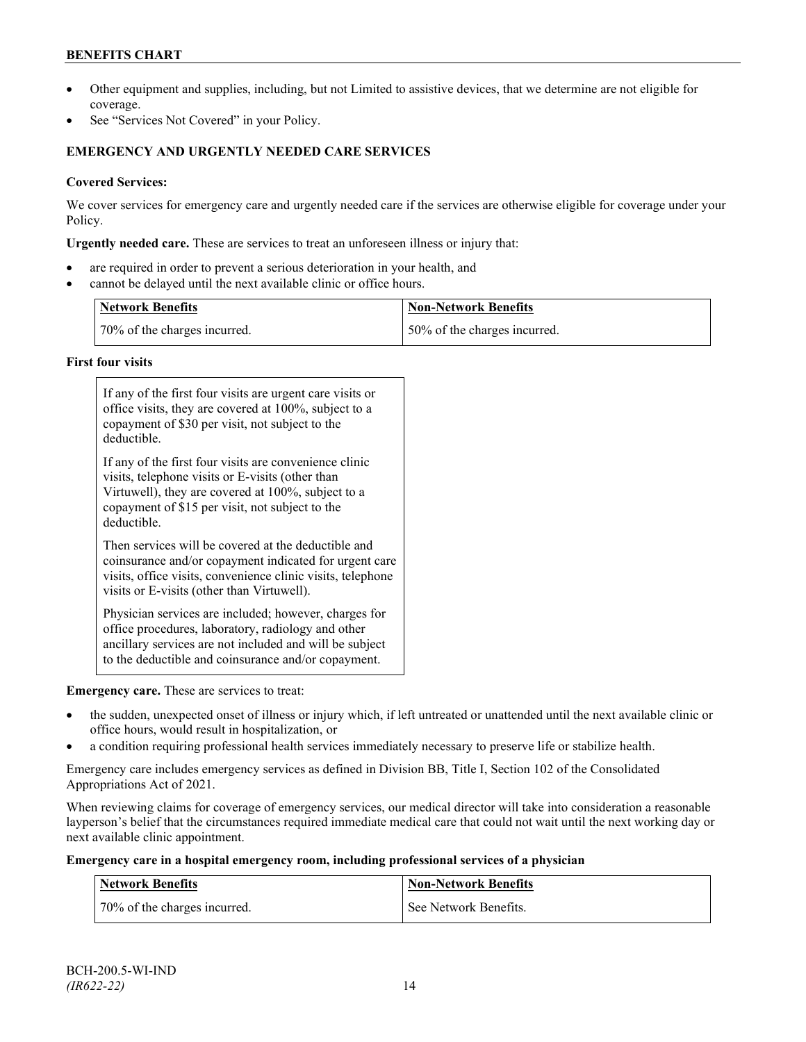- Other equipment and supplies, including, but not Limited to assistive devices, that we determine are not eligible for coverage.
- See "Services Not Covered" in your Policy.

### EMERGENCY AND URGENTLY NEEDED CARE SERVICES

**Covered Services:**

We cover services for emergency care and urgently needed care if the services are otherwise eligible for coverage under your Policy.

**Urgently needed care.** These are services to treat an unforeseen illness or injury that:

- are required in order to prevent a serious deterioration in your health, and
- cannot be delayed until the next available clinic or office hours.

| Network Benefits | Non-Network Benefits |
| --- | --- |
| 70% of the charges incurred. | 50% of the charges incurred. |

**First four visits**

| |
| --- |
| If any of the first four visits are urgent care visits or office visits, they are covered at 100%, subject to a copayment of $30 per visit, not subject to the deductible.<br><br>If any of the first four visits are convenience clinic visits, telephone visits or E-visits (other than Virtuwell), they are covered at 100%, subject to a copayment of $15 per visit, not subject to the deductible.<br><br>Then services will be covered at the deductible and coinsurance and/or copayment indicated for urgent care visits, office visits, convenience clinic visits, telephone visits or E-visits (other than Virtuwell).<br><br>Physician services are included; however, charges for office procedures, laboratory, radiology and other ancillary services are not included and will be subject to the deductible and coinsurance and/or copayment. |

**Emergency care.** These are services to treat:

- the sudden, unexpected onset of illness or injury which, if left untreated or unattended until the next available clinic or office hours, would result in hospitalization, or
- a condition requiring professional health services immediately necessary to preserve life or stabilize health.

Emergency care includes emergency services as defined in Division BB, Title I, Section 102 of the Consolidated Appropriations Act of 2021.

When reviewing claims for coverage of emergency services, our medical director will take into consideration a reasonable layperson's belief that the circumstances required immediate medical care that could not wait until the next working day or next available clinic appointment.

**Emergency care in a hospital emergency room, including professional services of a physician**

| Network Benefits | Non-Network Benefits |
| --- | --- |
| 70% of the charges incurred. | See Network Benefits. |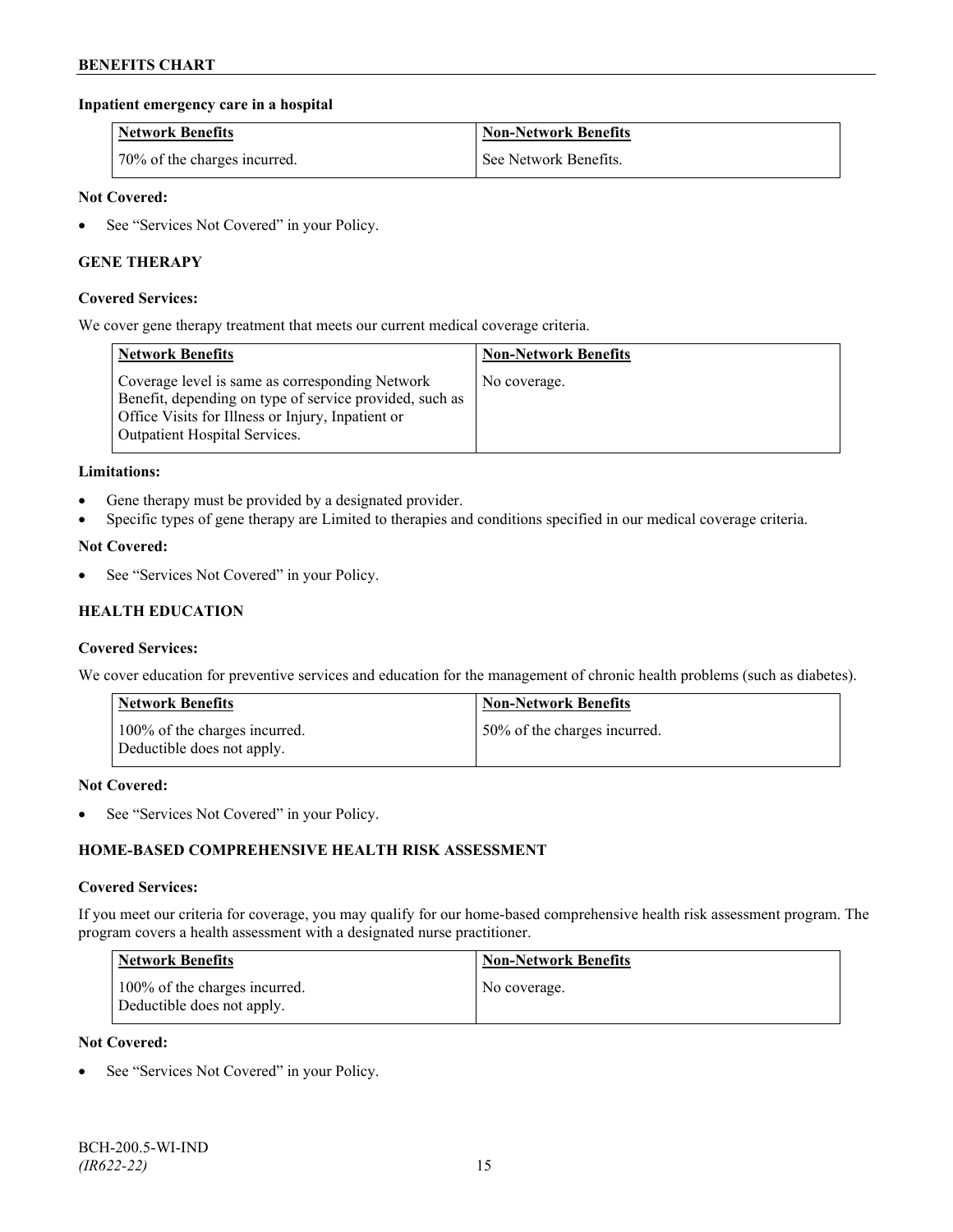**Inpatient emergency care in a hospital**

| Network Benefits | Non-Network Benefits |
|---|---|
| 70% of the charges incurred. | See Network Benefits. |

**Not Covered:**

- See "Services Not Covered" in your Policy.

**GENE THERAPY**

**Covered Services:**

We cover gene therapy treatment that meets our current medical coverage criteria.

| Network Benefits | Non-Network Benefits |
|---|---|
| Coverage level is same as corresponding Network Benefit, depending on type of service provided, such as Office Visits for Illness or Injury, Inpatient or Outpatient Hospital Services. | No coverage. |

**Limitations:**

- Gene therapy must be provided by a designated provider.
- Specific types of gene therapy are Limited to therapies and conditions specified in our medical coverage criteria.

**Not Covered:**

- See "Services Not Covered" in your Policy.

**HEALTH EDUCATION**

**Covered Services:**

We cover education for preventive services and education for the management of chronic health problems (such as diabetes).

| Network Benefits | Non-Network Benefits |
|---|---|
| 100% of the charges incurred. Deductible does not apply. | 50% of the charges incurred. |

**Not Covered:**

- See "Services Not Covered" in your Policy.

**HOME-BASED COMPREHENSIVE HEALTH RISK ASSESSMENT**

**Covered Services:**

If you meet our criteria for coverage, you may qualify for our home-based comprehensive health risk assessment program. The program covers a health assessment with a designated nurse practitioner.

| Network Benefits | Non-Network Benefits |
|---|---|
| 100% of the charges incurred. Deductible does not apply. | No coverage. |

**Not Covered:**

- See "Services Not Covered" in your Policy.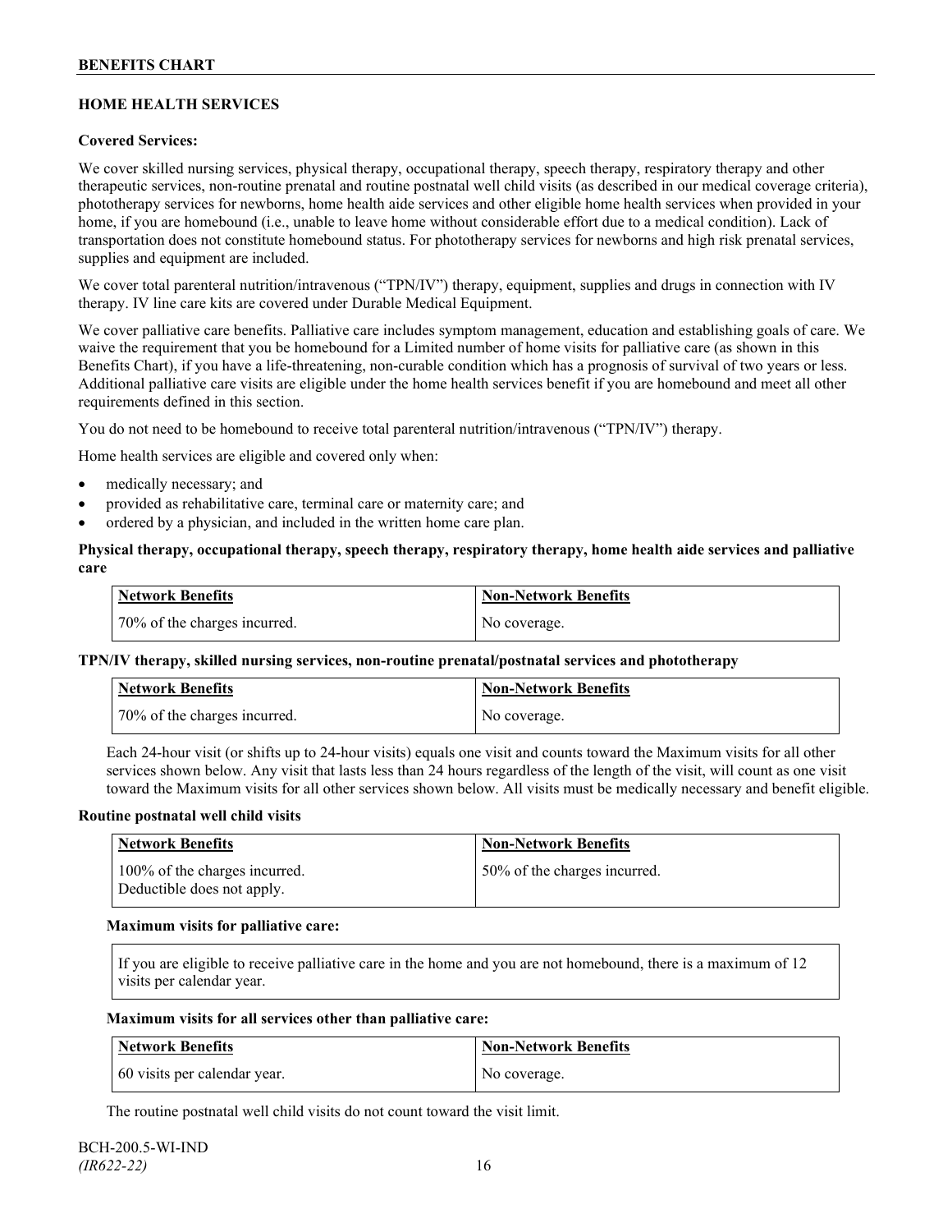## HOME HEALTH SERVICES

**Covered Services:**

We cover skilled nursing services, physical therapy, occupational therapy, speech therapy, respiratory therapy and other therapeutic services, non-routine prenatal and routine postnatal well child visits (as described in our medical coverage criteria), phototherapy services for newborns, home health aide services and other eligible home health services when provided in your home, if you are homebound (i.e., unable to leave home without considerable effort due to a medical condition). Lack of transportation does not constitute homebound status. For phototherapy services for newborns and high risk prenatal services, supplies and equipment are included.

We cover total parenteral nutrition/intravenous ("TPN/IV") therapy, equipment, supplies and drugs in connection with IV therapy. IV line care kits are covered under Durable Medical Equipment.

We cover palliative care benefits. Palliative care includes symptom management, education and establishing goals of care. We waive the requirement that you be homebound for a Limited number of home visits for palliative care (as shown in this Benefits Chart), if you have a life-threatening, non-curable condition which has a prognosis of survival of two years or less. Additional palliative care visits are eligible under the home health services benefit if you are homebound and meet all other requirements defined in this section.

You do not need to be homebound to receive total parenteral nutrition/intravenous ("TPN/IV") therapy.

Home health services are eligible and covered only when:

- medically necessary; and
- provided as rehabilitative care, terminal care or maternity care; and
- ordered by a physician, and included in the written home care plan.

**Physical therapy, occupational therapy, speech therapy, respiratory therapy, home health aide services and palliative care**

| Network Benefits | Non-Network Benefits |
|---|---|
| 70% of the charges incurred. | No coverage. |

**TPN/IV therapy, skilled nursing services, non-routine prenatal/postnatal services and phototherapy**

| Network Benefits | Non-Network Benefits |
|---|---|
| 70% of the charges incurred. | No coverage. |

Each 24-hour visit (or shifts up to 24-hour visits) equals one visit and counts toward the Maximum visits for all other services shown below. Any visit that lasts less than 24 hours regardless of the length of the visit, will count as one visit toward the Maximum visits for all other services shown below. All visits must be medically necessary and benefit eligible.

**Routine postnatal well child visits**

| Network Benefits | Non-Network Benefits |
|---|---|
| 100% of the charges incurred. Deductible does not apply. | 50% of the charges incurred. |

**Maximum visits for palliative care:**

If you are eligible to receive palliative care in the home and you are not homebound, there is a maximum of 12 visits per calendar year.

**Maximum visits for all services other than palliative care:**

| Network Benefits | Non-Network Benefits |
|---|---|
| 60 visits per calendar year. | No coverage. |

The routine postnatal well child visits do not count toward the visit limit.

BCH-200.5-WI-IND
*(IR622-22)*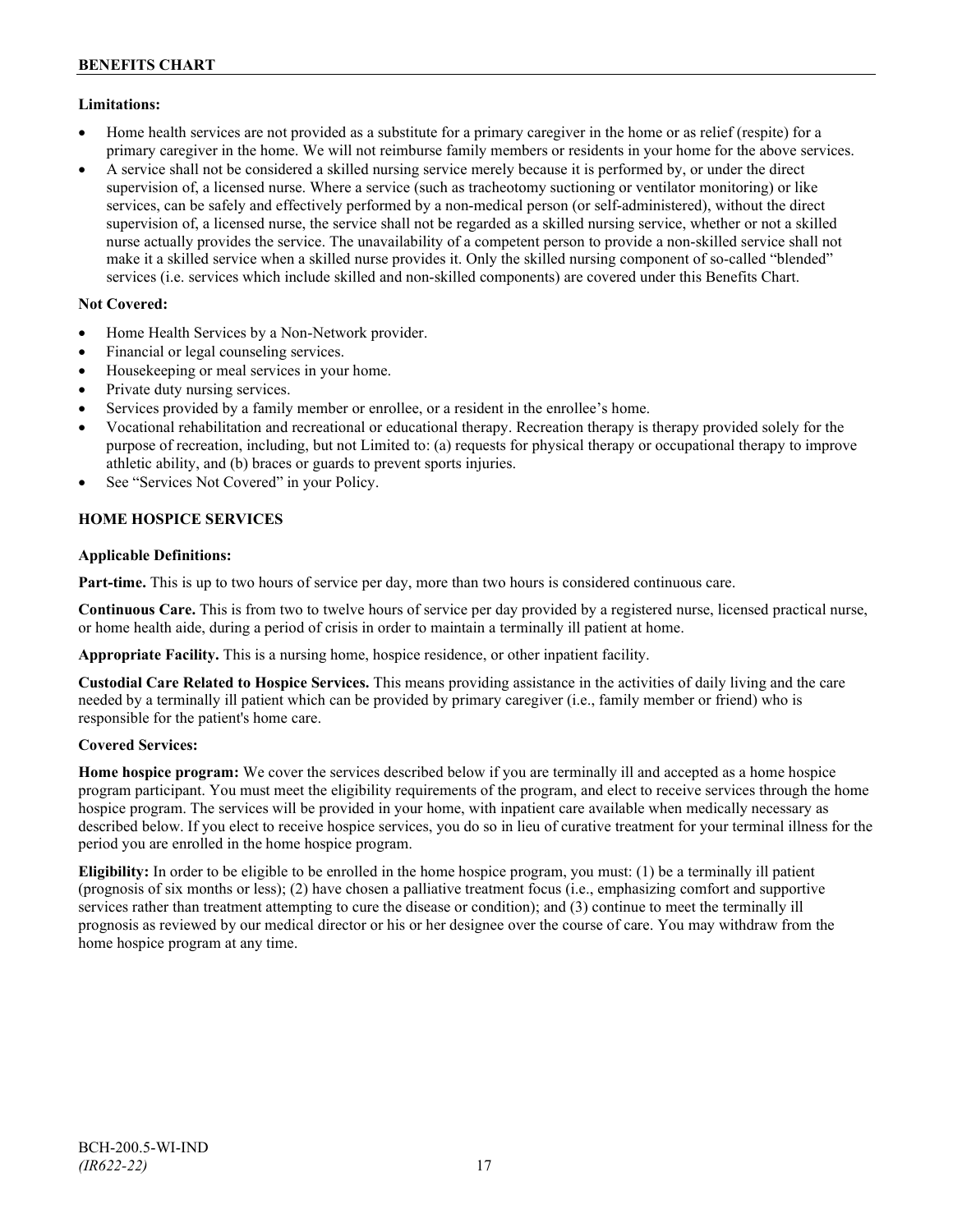**Limitations:**

- Home health services are not provided as a substitute for a primary caregiver in the home or as relief (respite) for a primary caregiver in the home. We will not reimburse family members or residents in your home for the above services.
- A service shall not be considered a skilled nursing service merely because it is performed by, or under the direct supervision of, a licensed nurse. Where a service (such as tracheotomy suctioning or ventilator monitoring) or like services, can be safely and effectively performed by a non-medical person (or self-administered), without the direct supervision of, a licensed nurse, the service shall not be regarded as a skilled nursing service, whether or not a skilled nurse actually provides the service. The unavailability of a competent person to provide a non-skilled service shall not make it a skilled service when a skilled nurse provides it. Only the skilled nursing component of so-called "blended" services (i.e. services which include skilled and non-skilled components) are covered under this Benefits Chart.

**Not Covered:**

- Home Health Services by a Non-Network provider.
- Financial or legal counseling services.
- Housekeeping or meal services in your home.
- Private duty nursing services.
- Services provided by a family member or enrollee, or a resident in the enrollee's home.
- Vocational rehabilitation and recreational or educational therapy. Recreation therapy is therapy provided solely for the purpose of recreation, including, but not Limited to: (a) requests for physical therapy or occupational therapy to improve athletic ability, and (b) braces or guards to prevent sports injuries.
- See "Services Not Covered" in your Policy.

## HOME HOSPICE SERVICES

**Applicable Definitions:**

**Part-time.** This is up to two hours of service per day, more than two hours is considered continuous care.

**Continuous Care.** This is from two to twelve hours of service per day provided by a registered nurse, licensed practical nurse, or home health aide, during a period of crisis in order to maintain a terminally ill patient at home.

**Appropriate Facility.** This is a nursing home, hospice residence, or other inpatient facility.

**Custodial Care Related to Hospice Services.** This means providing assistance in the activities of daily living and the care needed by a terminally ill patient which can be provided by primary caregiver (i.e., family member or friend) who is responsible for the patient's home care.

**Covered Services:**

**Home hospice program:** We cover the services described below if you are terminally ill and accepted as a home hospice program participant. You must meet the eligibility requirements of the program, and elect to receive services through the home hospice program. The services will be provided in your home, with inpatient care available when medically necessary as described below. If you elect to receive hospice services, you do so in lieu of curative treatment for your terminal illness for the period you are enrolled in the home hospice program.

**Eligibility:** In order to be eligible to be enrolled in the home hospice program, you must: (1) be a terminally ill patient (prognosis of six months or less); (2) have chosen a palliative treatment focus (i.e., emphasizing comfort and supportive services rather than treatment attempting to cure the disease or condition); and (3) continue to meet the terminally ill prognosis as reviewed by our medical director or his or her designee over the course of care. You may withdraw from the home hospice program at any time.

BCH-200.5-WI-IND
*(IR622-22)*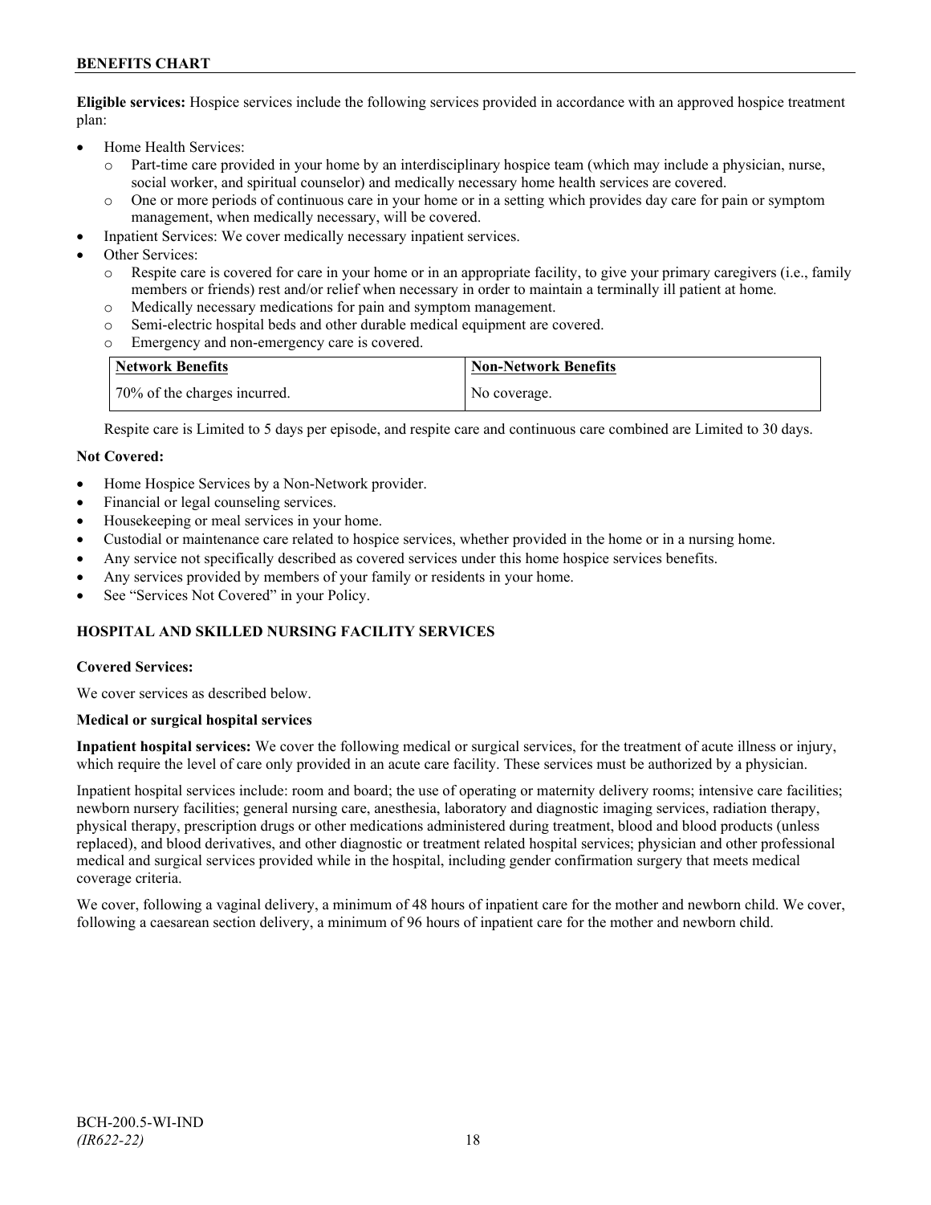**Eligible services:** Hospice services include the following services provided in accordance with an approved hospice treatment plan:

- Home Health Services:
  - Part-time care provided in your home by an interdisciplinary hospice team (which may include a physician, nurse, social worker, and spiritual counselor) and medically necessary home health services are covered.
  - One or more periods of continuous care in your home or in a setting which provides day care for pain or symptom management, when medically necessary, will be covered.
- Inpatient Services: We cover medically necessary inpatient services.
- Other Services:
  - Respite care is covered for care in your home or in an appropriate facility, to give your primary caregivers (i.e., family members or friends) rest and/or relief when necessary in order to maintain a terminally ill patient at home.
  - Medically necessary medications for pain and symptom management.
  - Semi-electric hospital beds and other durable medical equipment are covered.
  - Emergency and non-emergency care is covered.

| Network Benefits | Non-Network Benefits |
|---|---|
| 70% of the charges incurred. | No coverage. |

Respite care is Limited to 5 days per episode, and respite care and continuous care combined are Limited to 30 days.

**Not Covered:**

- Home Hospice Services by a Non-Network provider.
- Financial or legal counseling services.
- Housekeeping or meal services in your home.
- Custodial or maintenance care related to hospice services, whether provided in the home or in a nursing home.
- Any service not specifically described as covered services under this home hospice services benefits.
- Any services provided by members of your family or residents in your home.
- See "Services Not Covered" in your Policy.

## HOSPITAL AND SKILLED NURSING FACILITY SERVICES

**Covered Services:**

We cover services as described below.

**Medical or surgical hospital services**

**Inpatient hospital services:** We cover the following medical or surgical services, for the treatment of acute illness or injury, which require the level of care only provided in an acute care facility. These services must be authorized by a physician.

Inpatient hospital services include: room and board; the use of operating or maternity delivery rooms; intensive care facilities; newborn nursery facilities; general nursing care, anesthesia, laboratory and diagnostic imaging services, radiation therapy, physical therapy, prescription drugs or other medications administered during treatment, blood and blood products (unless replaced), and blood derivatives, and other diagnostic or treatment related hospital services; physician and other professional medical and surgical services provided while in the hospital, including gender confirmation surgery that meets medical coverage criteria.

We cover, following a vaginal delivery, a minimum of 48 hours of inpatient care for the mother and newborn child. We cover, following a caesarean section delivery, a minimum of 96 hours of inpatient care for the mother and newborn child.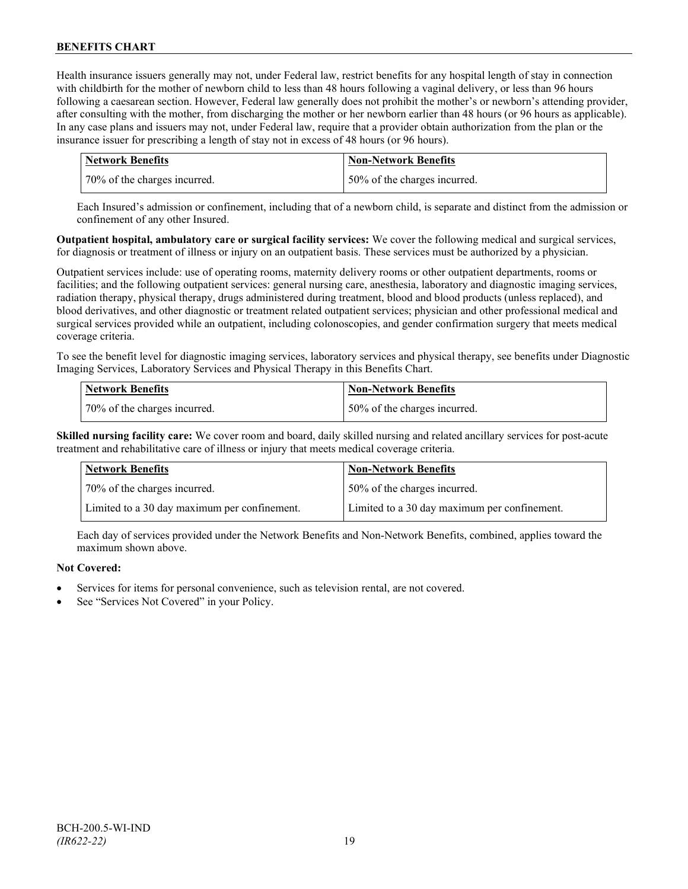Health insurance issuers generally may not, under Federal law, restrict benefits for any hospital length of stay in connection with childbirth for the mother of newborn child to less than 48 hours following a vaginal delivery, or less than 96 hours following a caesarean section. However, Federal law generally does not prohibit the mother's or newborn's attending provider, after consulting with the mother, from discharging the mother or her newborn earlier than 48 hours (or 96 hours as applicable). In any case plans and issuers may not, under Federal law, require that a provider obtain authorization from the plan or the insurance issuer for prescribing a length of stay not in excess of 48 hours (or 96 hours).

| Network Benefits | Non-Network Benefits |
|---|---|
| 70% of the charges incurred. | 50% of the charges incurred. |

Each Insured's admission or confinement, including that of a newborn child, is separate and distinct from the admission or confinement of any other Insured.

**Outpatient hospital, ambulatory care or surgical facility services:** We cover the following medical and surgical services, for diagnosis or treatment of illness or injury on an outpatient basis. These services must be authorized by a physician.

Outpatient services include: use of operating rooms, maternity delivery rooms or other outpatient departments, rooms or facilities; and the following outpatient services: general nursing care, anesthesia, laboratory and diagnostic imaging services, radiation therapy, physical therapy, drugs administered during treatment, blood and blood products (unless replaced), and blood derivatives, and other diagnostic or treatment related outpatient services; physician and other professional medical and surgical services provided while an outpatient, including colonoscopies, and gender confirmation surgery that meets medical coverage criteria.

To see the benefit level for diagnostic imaging services, laboratory services and physical therapy, see benefits under Diagnostic Imaging Services, Laboratory Services and Physical Therapy in this Benefits Chart.

| Network Benefits | Non-Network Benefits |
|---|---|
| 70% of the charges incurred. | 50% of the charges incurred. |

**Skilled nursing facility care:** We cover room and board, daily skilled nursing and related ancillary services for post-acute treatment and rehabilitative care of illness or injury that meets medical coverage criteria.

| Network Benefits | Non-Network Benefits |
|---|---|
| 70% of the charges incurred. | 50% of the charges incurred. |
| Limited to a 30 day maximum per confinement. | Limited to a 30 day maximum per confinement. |

Each day of services provided under the Network Benefits and Non-Network Benefits, combined, applies toward the maximum shown above.

**Not Covered:**

- Services for items for personal convenience, such as television rental, are not covered.
- See "Services Not Covered" in your Policy.

BCH-200.5-WI-IND
*(IR622-22)*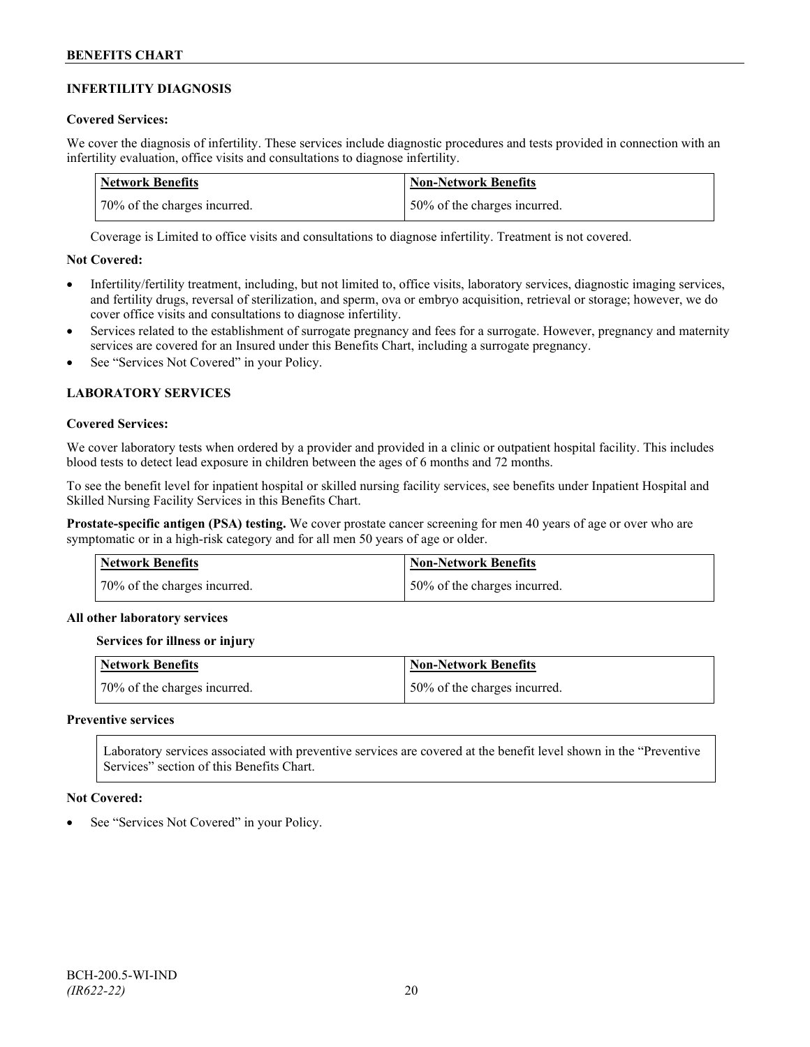## INFERTILITY DIAGNOSIS

**Covered Services:**

We cover the diagnosis of infertility. These services include diagnostic procedures and tests provided in connection with an infertility evaluation, office visits and consultations to diagnose infertility.

| Network Benefits | Non-Network Benefits |
|---|---|
| 70% of the charges incurred. | 50% of the charges incurred. |

Coverage is Limited to office visits and consultations to diagnose infertility. Treatment is not covered.

**Not Covered:**

- Infertility/fertility treatment, including, but not limited to, office visits, laboratory services, diagnostic imaging services, and fertility drugs, reversal of sterilization, and sperm, ova or embryo acquisition, retrieval or storage; however, we do cover office visits and consultations to diagnose infertility.
- Services related to the establishment of surrogate pregnancy and fees for a surrogate. However, pregnancy and maternity services are covered for an Insured under this Benefits Chart, including a surrogate pregnancy.
- See "Services Not Covered" in your Policy.

## LABORATORY SERVICES

**Covered Services:**

We cover laboratory tests when ordered by a provider and provided in a clinic or outpatient hospital facility. This includes blood tests to detect lead exposure in children between the ages of 6 months and 72 months.

To see the benefit level for inpatient hospital or skilled nursing facility services, see benefits under Inpatient Hospital and Skilled Nursing Facility Services in this Benefits Chart.

**Prostate-specific antigen (PSA) testing.** We cover prostate cancer screening for men 40 years of age or over who are symptomatic or in a high-risk category and for all men 50 years of age or older.

| Network Benefits | Non-Network Benefits |
|---|---|
| 70% of the charges incurred. | 50% of the charges incurred. |

**All other laboratory services**

**Services for illness or injury**

| Network Benefits | Non-Network Benefits |
|---|---|
| 70% of the charges incurred. | 50% of the charges incurred. |

**Preventive services**

Laboratory services associated with preventive services are covered at the benefit level shown in the "Preventive Services" section of this Benefits Chart.

**Not Covered:**

- See "Services Not Covered" in your Policy.

BCH-200.5-WI-IND
*(IR622-22)*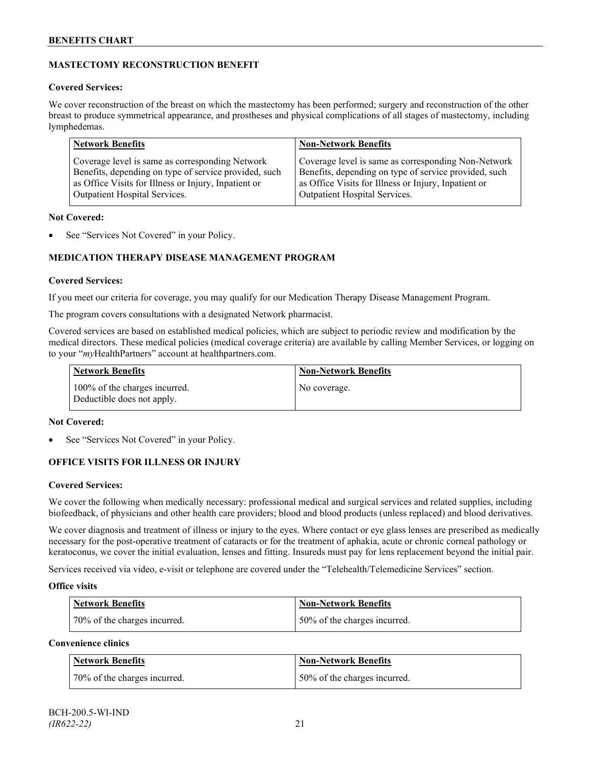## MASTECTOMY RECONSTRUCTION BENEFIT

**Covered Services:**

We cover reconstruction of the breast on which the mastectomy has been performed; surgery and reconstruction of the other breast to produce symmetrical appearance, and prostheses and physical complications of all stages of mastectomy, including lymphedemas.

| Network Benefits | Non-Network Benefits |
|---|---|
| Coverage level is same as corresponding Network Benefits, depending on type of service provided, such as Office Visits for Illness or Injury, Inpatient or Outpatient Hospital Services. | Coverage level is same as corresponding Non-Network Benefits, depending on type of service provided, such as Office Visits for Illness or Injury, Inpatient or Outpatient Hospital Services. |

**Not Covered:**

- See "Services Not Covered" in your Policy.

## MEDICATION THERAPY DISEASE MANAGEMENT PROGRAM

**Covered Services:**

If you meet our criteria for coverage, you may qualify for our Medication Therapy Disease Management Program.

The program covers consultations with a designated Network pharmacist.

Covered services are based on established medical policies, which are subject to periodic review and modification by the medical directors. These medical policies (medical coverage criteria) are available by calling Member Services, or logging on to your "*my*HealthPartners" account at healthpartners.com.

| Network Benefits | Non-Network Benefits |
|---|---|
| 100% of the charges incurred. Deductible does not apply. | No coverage. |

**Not Covered:**

- See "Services Not Covered" in your Policy.

## OFFICE VISITS FOR ILLNESS OR INJURY

**Covered Services:**

We cover the following when medically necessary: professional medical and surgical services and related supplies, including biofeedback, of physicians and other health care providers; blood and blood products (unless replaced) and blood derivatives.

We cover diagnosis and treatment of illness or injury to the eyes. Where contact or eye glass lenses are prescribed as medically necessary for the post-operative treatment of cataracts or for the treatment of aphakia, acute or chronic corneal pathology or keratoconus, we cover the initial evaluation, lenses and fitting. Insureds must pay for lens replacement beyond the initial pair.

Services received via video, e-visit or telephone are covered under the "Telehealth/Telemedicine Services" section.

**Office visits**

| Network Benefits | Non-Network Benefits |
|---|---|
| 70% of the charges incurred. | 50% of the charges incurred. |

**Convenience clinics**

| Network Benefits | Non-Network Benefits |
|---|---|
| 70% of the charges incurred. | 50% of the charges incurred. |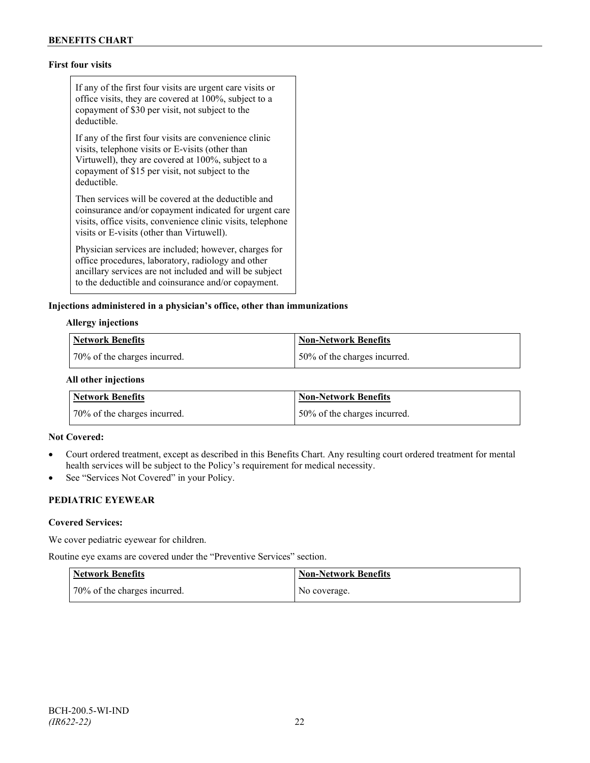**First four visits**

| If any of the first four visits are urgent care visits or office visits, they are covered at 100%, subject to a copayment of $30 per visit, not subject to the deductible. If any of the first four visits are convenience clinic visits, telephone visits or E-visits (other than Virtuwell), they are covered at 100%, subject to a copayment of $15 per visit, not subject to the deductible. Then services will be covered at the deductible and coinsurance and/or copayment indicated for urgent care visits, office visits, convenience clinic visits, telephone visits or E-visits (other than Virtuwell). Physician services are included; however, charges for office procedures, laboratory, radiology and other ancillary services are not included and will be subject to the deductible and coinsurance and/or copayment. |
|---|

**Injections administered in a physician's office, other than immunizations**

**Allergy injections**

| Network Benefits | Non-Network Benefits |
|---|---|
| 70% of the charges incurred. | 50% of the charges incurred. |

**All other injections**

| Network Benefits | Non-Network Benefits |
|---|---|
| 70% of the charges incurred. | 50% of the charges incurred. |

**Not Covered:**

- Court ordered treatment, except as described in this Benefits Chart. Any resulting court ordered treatment for mental health services will be subject to the Policy's requirement for medical necessity.
- See "Services Not Covered" in your Policy.

**PEDIATRIC EYEWEAR**

**Covered Services:**

We cover pediatric eyewear for children.

Routine eye exams are covered under the "Preventive Services" section.

| Network Benefits | Non-Network Benefits |
|---|---|
| 70% of the charges incurred. | No coverage. |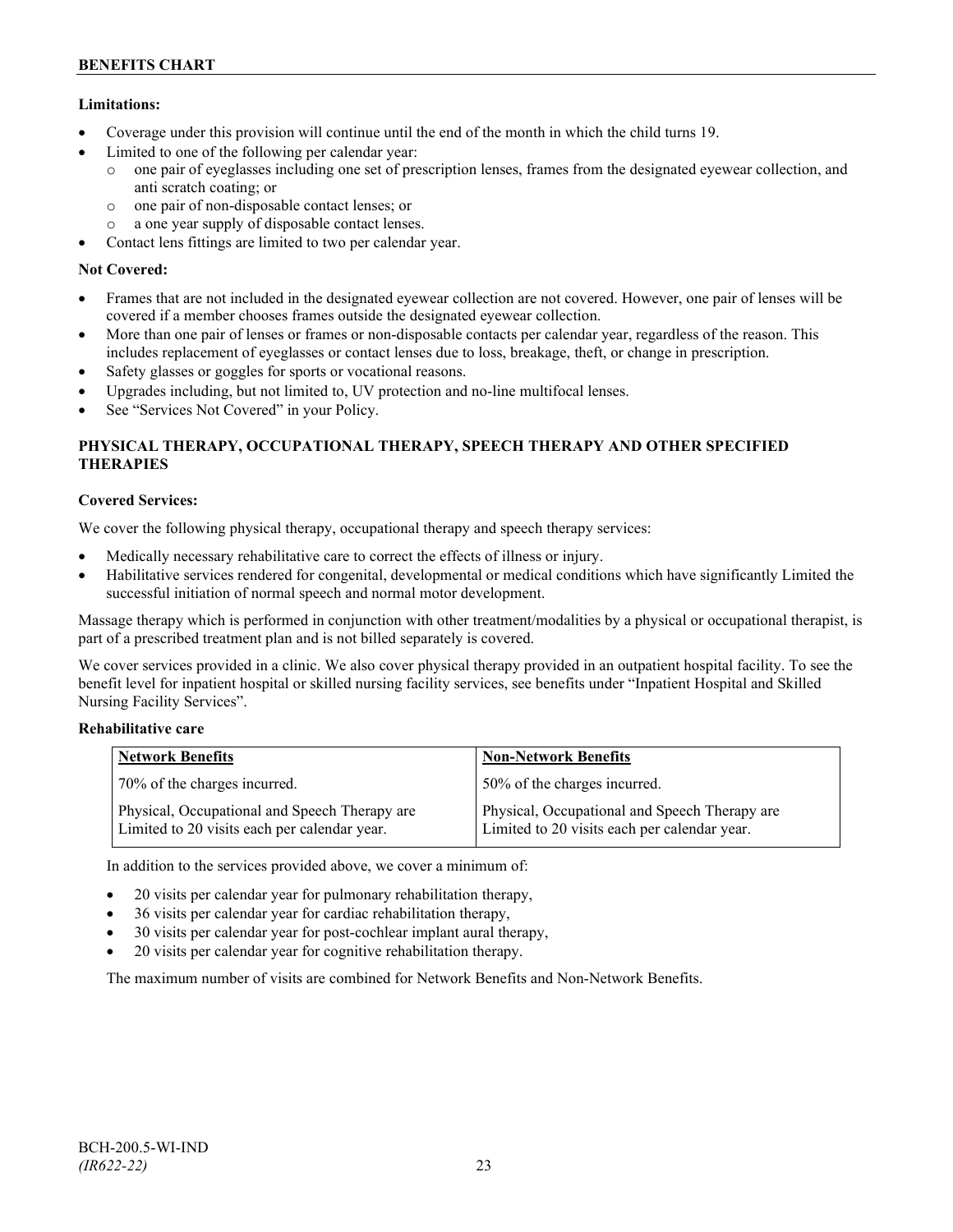**Limitations:**

- Coverage under this provision will continue until the end of the month in which the child turns 19.
- Limited to one of the following per calendar year:
  - one pair of eyeglasses including one set of prescription lenses, frames from the designated eyewear collection, and anti scratch coating; or
  - one pair of non-disposable contact lenses; or
  - a one year supply of disposable contact lenses.
- Contact lens fittings are limited to two per calendar year.

**Not Covered:**

- Frames that are not included in the designated eyewear collection are not covered. However, one pair of lenses will be covered if a member chooses frames outside the designated eyewear collection.
- More than one pair of lenses or frames or non-disposable contacts per calendar year, regardless of the reason. This includes replacement of eyeglasses or contact lenses due to loss, breakage, theft, or change in prescription.
- Safety glasses or goggles for sports or vocational reasons.
- Upgrades including, but not limited to, UV protection and no-line multifocal lenses.
- See "Services Not Covered" in your Policy.

## PHYSICAL THERAPY, OCCUPATIONAL THERAPY, SPEECH THERAPY AND OTHER SPECIFIED THERAPIES

**Covered Services:**

We cover the following physical therapy, occupational therapy and speech therapy services:

- Medically necessary rehabilitative care to correct the effects of illness or injury.
- Habilitative services rendered for congenital, developmental or medical conditions which have significantly Limited the successful initiation of normal speech and normal motor development.

Massage therapy which is performed in conjunction with other treatment/modalities by a physical or occupational therapist, is part of a prescribed treatment plan and is not billed separately is covered.

We cover services provided in a clinic. We also cover physical therapy provided in an outpatient hospital facility. To see the benefit level for inpatient hospital or skilled nursing facility services, see benefits under "Inpatient Hospital and Skilled Nursing Facility Services".

**Rehabilitative care**

| Network Benefits | Non-Network Benefits |
|---|---|
| 70% of the charges incurred. | 50% of the charges incurred. |
| Physical, Occupational and Speech Therapy are Limited to 20 visits each per calendar year. | Physical, Occupational and Speech Therapy are Limited to 20 visits each per calendar year. |

In addition to the services provided above, we cover a minimum of:

- 20 visits per calendar year for pulmonary rehabilitation therapy,
- 36 visits per calendar year for cardiac rehabilitation therapy,
- 30 visits per calendar year for post-cochlear implant aural therapy,
- 20 visits per calendar year for cognitive rehabilitation therapy.

The maximum number of visits are combined for Network Benefits and Non-Network Benefits.

BCH-200.5-WI-IND
*(IR622-22)*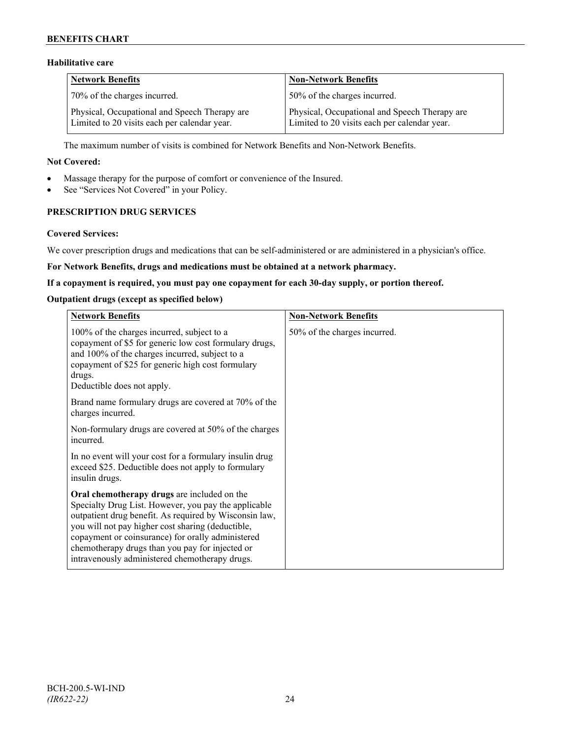### Habilitative care

| Network Benefits | Non-Network Benefits |
|---|---|
| 70% of the charges incurred. | 50% of the charges incurred. |
| Physical, Occupational and Speech Therapy are Limited to 20 visits each per calendar year. | Physical, Occupational and Speech Therapy are Limited to 20 visits each per calendar year. |

The maximum number of visits is combined for Network Benefits and Non-Network Benefits.

**Not Covered:**

- Massage therapy for the purpose of comfort or convenience of the Insured.
- See "Services Not Covered" in your Policy.

### PRESCRIPTION DRUG SERVICES

**Covered Services:**

We cover prescription drugs and medications that can be self-administered or are administered in a physician's office.

**For Network Benefits, drugs and medications must be obtained at a network pharmacy.**

**If a copayment is required, you must pay one copayment for each 30-day supply, or portion thereof.**

**Outpatient drugs (except as specified below)**

| Network Benefits | Non-Network Benefits |
|---|---|
| 100% of the charges incurred, subject to a copayment of $5 for generic low cost formulary drugs, and 100% of the charges incurred, subject to a copayment of $25 for generic high cost formulary drugs.<br>Deductible does not apply.<br><br>Brand name formulary drugs are covered at 70% of the charges incurred.<br><br>Non-formulary drugs are covered at 50% of the charges incurred.<br><br>In no event will your cost for a formulary insulin drug exceed $25. Deductible does not apply to formulary insulin drugs.<br><br>**Oral chemotherapy drugs** are included on the Specialty Drug List. However, you pay the applicable outpatient drug benefit. As required by Wisconsin law, you will not pay higher cost sharing (deductible, copayment or coinsurance) for orally administered chemotherapy drugs than you pay for injected or intravenously administered chemotherapy drugs. | 50% of the charges incurred. |

BCH-200.5-WI-IND
*(IR622-22)*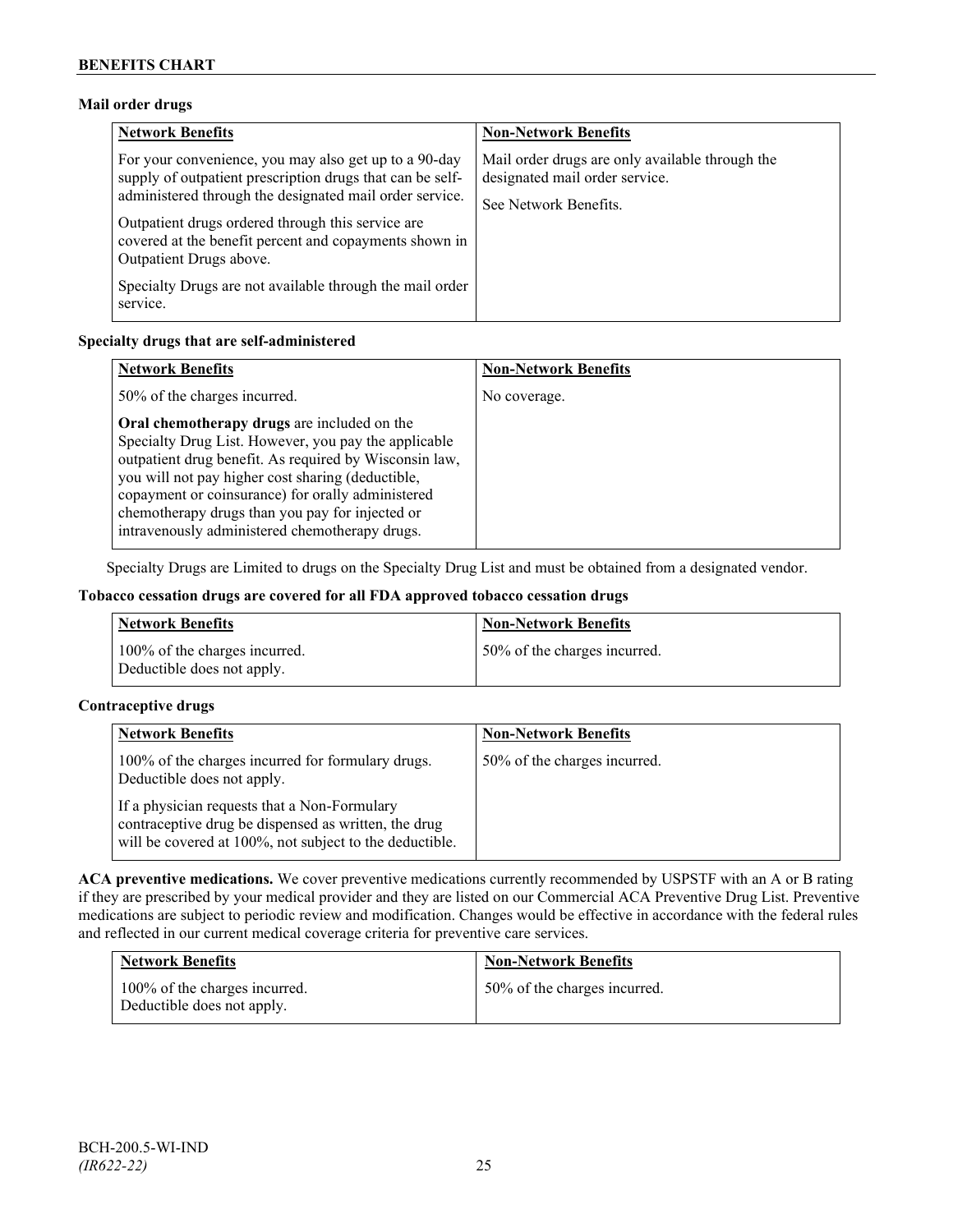**Mail order drugs**

| Network Benefits | Non-Network Benefits |
| --- | --- |
| For your convenience, you may also get up to a 90-day supply of outpatient prescription drugs that can be self-administered through the designated mail order service.<br><br>Outpatient drugs ordered through this service are covered at the benefit percent and copayments shown in Outpatient Drugs above.<br><br>Specialty Drugs are not available through the mail order service. | Mail order drugs are only available through the designated mail order service.<br><br>See Network Benefits. |

**Specialty drugs that are self-administered**

| Network Benefits | Non-Network Benefits |
| --- | --- |
| 50% of the charges incurred.<br><br>**Oral chemotherapy drugs** are included on the Specialty Drug List. However, you pay the applicable outpatient drug benefit. As required by Wisconsin law, you will not pay higher cost sharing (deductible, copayment or coinsurance) for orally administered chemotherapy drugs than you pay for injected or intravenously administered chemotherapy drugs. | No coverage. |

Specialty Drugs are Limited to drugs on the Specialty Drug List and must be obtained from a designated vendor.

**Tobacco cessation drugs are covered for all FDA approved tobacco cessation drugs**

| Network Benefits | Non-Network Benefits |
| --- | --- |
| 100% of the charges incurred.<br>Deductible does not apply. | 50% of the charges incurred. |

**Contraceptive drugs**

| Network Benefits | Non-Network Benefits |
| --- | --- |
| 100% of the charges incurred for formulary drugs. Deductible does not apply.<br><br>If a physician requests that a Non-Formulary contraceptive drug be dispensed as written, the drug will be covered at 100%, not subject to the deductible. | 50% of the charges incurred. |

**ACA preventive medications.** We cover preventive medications currently recommended by USPSTF with an A or B rating if they are prescribed by your medical provider and they are listed on our Commercial ACA Preventive Drug List. Preventive medications are subject to periodic review and modification. Changes would be effective in accordance with the federal rules and reflected in our current medical coverage criteria for preventive care services.

| Network Benefits | Non-Network Benefits |
| --- | --- |
| 100% of the charges incurred.<br>Deductible does not apply. | 50% of the charges incurred. |

BCH-200.5-WI-IND
*(IR622-22)*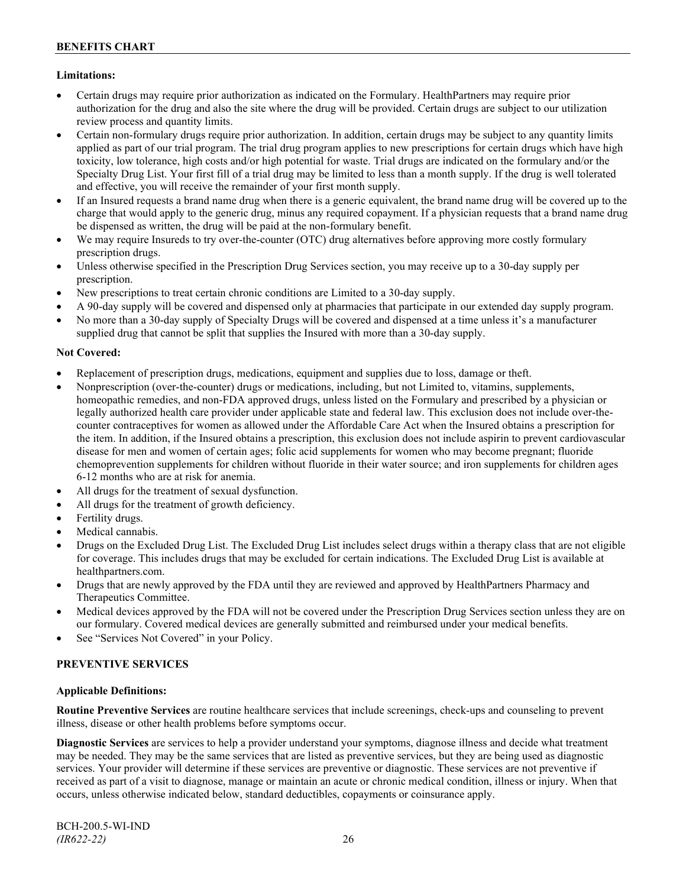**Limitations:**

- Certain drugs may require prior authorization as indicated on the Formulary. HealthPartners may require prior authorization for the drug and also the site where the drug will be provided. Certain drugs are subject to our utilization review process and quantity limits.
- Certain non-formulary drugs require prior authorization. In addition, certain drugs may be subject to any quantity limits applied as part of our trial program. The trial drug program applies to new prescriptions for certain drugs which have high toxicity, low tolerance, high costs and/or high potential for waste. Trial drugs are indicated on the formulary and/or the Specialty Drug List. Your first fill of a trial drug may be limited to less than a month supply. If the drug is well tolerated and effective, you will receive the remainder of your first month supply.
- If an Insured requests a brand name drug when there is a generic equivalent, the brand name drug will be covered up to the charge that would apply to the generic drug, minus any required copayment. If a physician requests that a brand name drug be dispensed as written, the drug will be paid at the non-formulary benefit.
- We may require Insureds to try over-the-counter (OTC) drug alternatives before approving more costly formulary prescription drugs.
- Unless otherwise specified in the Prescription Drug Services section, you may receive up to a 30-day supply per prescription.
- New prescriptions to treat certain chronic conditions are Limited to a 30-day supply.
- A 90-day supply will be covered and dispensed only at pharmacies that participate in our extended day supply program.
- No more than a 30-day supply of Specialty Drugs will be covered and dispensed at a time unless it's a manufacturer supplied drug that cannot be split that supplies the Insured with more than a 30-day supply.

**Not Covered:**

- Replacement of prescription drugs, medications, equipment and supplies due to loss, damage or theft.
- Nonprescription (over-the-counter) drugs or medications, including, but not Limited to, vitamins, supplements, homeopathic remedies, and non-FDA approved drugs, unless listed on the Formulary and prescribed by a physician or legally authorized health care provider under applicable state and federal law. This exclusion does not include over-the-counter contraceptives for women as allowed under the Affordable Care Act when the Insured obtains a prescription for the item. In addition, if the Insured obtains a prescription, this exclusion does not include aspirin to prevent cardiovascular disease for men and women of certain ages; folic acid supplements for women who may become pregnant; fluoride chemoprevention supplements for children without fluoride in their water source; and iron supplements for children ages 6-12 months who are at risk for anemia.
- All drugs for the treatment of sexual dysfunction.
- All drugs for the treatment of growth deficiency.
- Fertility drugs.
- Medical cannabis.
- Drugs on the Excluded Drug List. The Excluded Drug List includes select drugs within a therapy class that are not eligible for coverage. This includes drugs that may be excluded for certain indications. The Excluded Drug List is available at healthpartners.com.
- Drugs that are newly approved by the FDA until they are reviewed and approved by HealthPartners Pharmacy and Therapeutics Committee.
- Medical devices approved by the FDA will not be covered under the Prescription Drug Services section unless they are on our formulary. Covered medical devices are generally submitted and reimbursed under your medical benefits.
- See "Services Not Covered" in your Policy.

## PREVENTIVE SERVICES

**Applicable Definitions:**

**Routine Preventive Services** are routine healthcare services that include screenings, check-ups and counseling to prevent illness, disease or other health problems before symptoms occur.

**Diagnostic Services** are services to help a provider understand your symptoms, diagnose illness and decide what treatment may be needed. They may be the same services that are listed as preventive services, but they are being used as diagnostic services. Your provider will determine if these services are preventive or diagnostic. These services are not preventive if received as part of a visit to diagnose, manage or maintain an acute or chronic medical condition, illness or injury. When that occurs, unless otherwise indicated below, standard deductibles, copayments or coinsurance apply.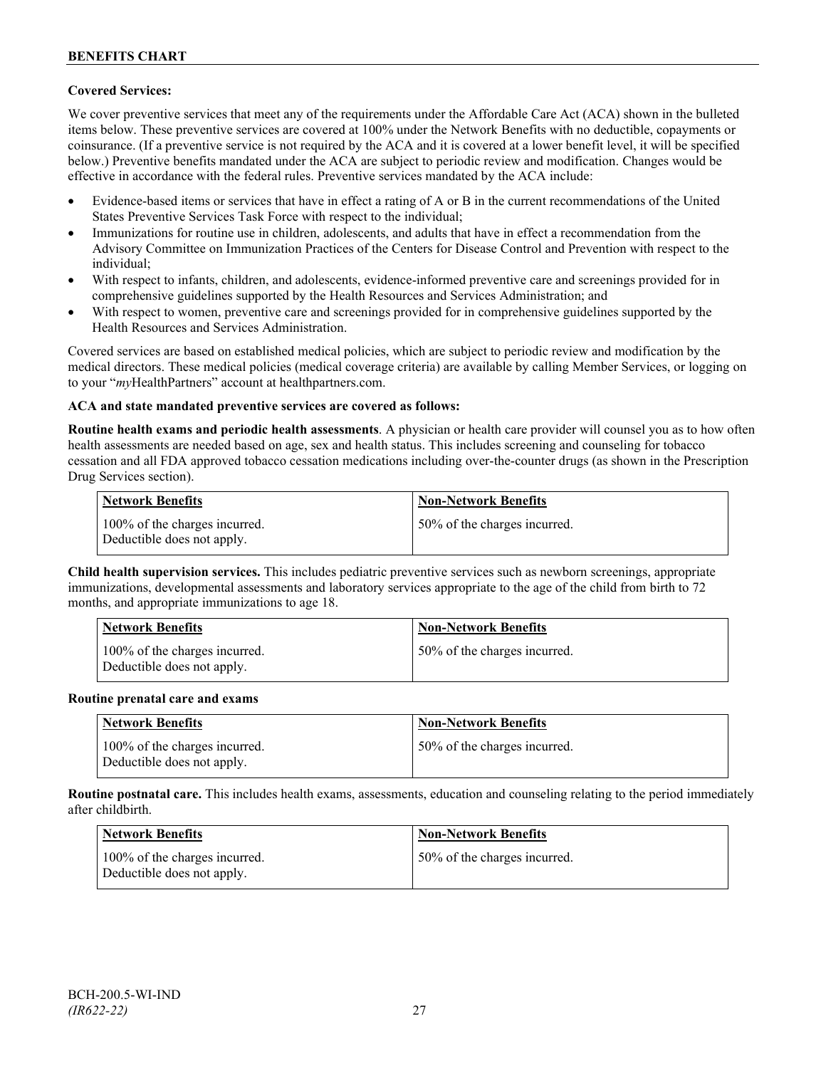**Covered Services:**

We cover preventive services that meet any of the requirements under the Affordable Care Act (ACA) shown in the bulleted items below. These preventive services are covered at 100% under the Network Benefits with no deductible, copayments or coinsurance. (If a preventive service is not required by the ACA and it is covered at a lower benefit level, it will be specified below.) Preventive benefits mandated under the ACA are subject to periodic review and modification. Changes would be effective in accordance with the federal rules. Preventive services mandated by the ACA include:

- Evidence-based items or services that have in effect a rating of A or B in the current recommendations of the United States Preventive Services Task Force with respect to the individual;
- Immunizations for routine use in children, adolescents, and adults that have in effect a recommendation from the Advisory Committee on Immunization Practices of the Centers for Disease Control and Prevention with respect to the individual;
- With respect to infants, children, and adolescents, evidence-informed preventive care and screenings provided for in comprehensive guidelines supported by the Health Resources and Services Administration; and
- With respect to women, preventive care and screenings provided for in comprehensive guidelines supported by the Health Resources and Services Administration.

Covered services are based on established medical policies, which are subject to periodic review and modification by the medical directors. These medical policies (medical coverage criteria) are available by calling Member Services, or logging on to your "*my*HealthPartners" account at healthpartners.com.

**ACA and state mandated preventive services are covered as follows:**

**Routine health exams and periodic health assessments**. A physician or health care provider will counsel you as to how often health assessments are needed based on age, sex and health status. This includes screening and counseling for tobacco cessation and all FDA approved tobacco cessation medications including over-the-counter drugs (as shown in the Prescription Drug Services section).

| Network Benefits | Non-Network Benefits |
|---|---|
| 100% of the charges incurred. Deductible does not apply. | 50% of the charges incurred. |

**Child health supervision services.** This includes pediatric preventive services such as newborn screenings, appropriate immunizations, developmental assessments and laboratory services appropriate to the age of the child from birth to 72 months, and appropriate immunizations to age 18.

| Network Benefits | Non-Network Benefits |
|---|---|
| 100% of the charges incurred. Deductible does not apply. | 50% of the charges incurred. |

**Routine prenatal care and exams**

| Network Benefits | Non-Network Benefits |
|---|---|
| 100% of the charges incurred. Deductible does not apply. | 50% of the charges incurred. |

**Routine postnatal care.** This includes health exams, assessments, education and counseling relating to the period immediately after childbirth.

| Network Benefits | Non-Network Benefits |
|---|---|
| 100% of the charges incurred. Deductible does not apply. | 50% of the charges incurred. |

BCH-200.5-WI-IND
*(IR622-22)*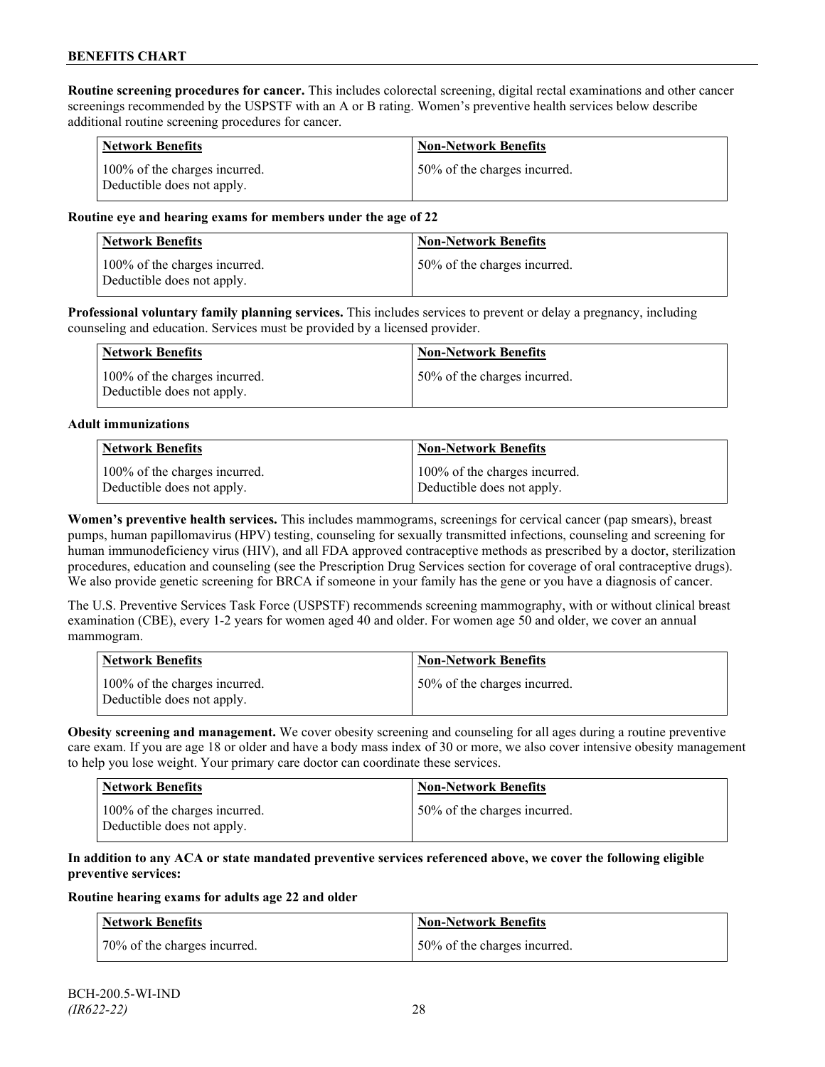**Routine screening procedures for cancer.** This includes colorectal screening, digital rectal examinations and other cancer screenings recommended by the USPSTF with an A or B rating. Women's preventive health services below describe additional routine screening procedures for cancer.

| Network Benefits | Non-Network Benefits |
| --- | --- |
| 100% of the charges incurred. Deductible does not apply. | 50% of the charges incurred. |

**Routine eye and hearing exams for members under the age of 22**

| Network Benefits | Non-Network Benefits |
| --- | --- |
| 100% of the charges incurred. Deductible does not apply. | 50% of the charges incurred. |

**Professional voluntary family planning services.** This includes services to prevent or delay a pregnancy, including counseling and education. Services must be provided by a licensed provider.

| Network Benefits | Non-Network Benefits |
| --- | --- |
| 100% of the charges incurred. Deductible does not apply. | 50% of the charges incurred. |

**Adult immunizations**

| Network Benefits | Non-Network Benefits |
| --- | --- |
| 100% of the charges incurred. Deductible does not apply. | 100% of the charges incurred. Deductible does not apply. |

**Women's preventive health services.** This includes mammograms, screenings for cervical cancer (pap smears), breast pumps, human papillomavirus (HPV) testing, counseling for sexually transmitted infections, counseling and screening for human immunodeficiency virus (HIV), and all FDA approved contraceptive methods as prescribed by a doctor, sterilization procedures, education and counseling (see the Prescription Drug Services section for coverage of oral contraceptive drugs). We also provide genetic screening for BRCA if someone in your family has the gene or you have a diagnosis of cancer.

The U.S. Preventive Services Task Force (USPSTF) recommends screening mammography, with or without clinical breast examination (CBE), every 1-2 years for women aged 40 and older. For women age 50 and older, we cover an annual mammogram.

| Network Benefits | Non-Network Benefits |
| --- | --- |
| 100% of the charges incurred. Deductible does not apply. | 50% of the charges incurred. |

**Obesity screening and management.** We cover obesity screening and counseling for all ages during a routine preventive care exam. If you are age 18 or older and have a body mass index of 30 or more, we also cover intensive obesity management to help you lose weight. Your primary care doctor can coordinate these services.

| Network Benefits | Non-Network Benefits |
| --- | --- |
| 100% of the charges incurred. Deductible does not apply. | 50% of the charges incurred. |

**In addition to any ACA or state mandated preventive services referenced above, we cover the following eligible preventive services:**

**Routine hearing exams for adults age 22 and older**

| Network Benefits | Non-Network Benefits |
| --- | --- |
| 70% of the charges incurred. | 50% of the charges incurred. |

BCH-200.5-WI-IND
*(IR622-22)*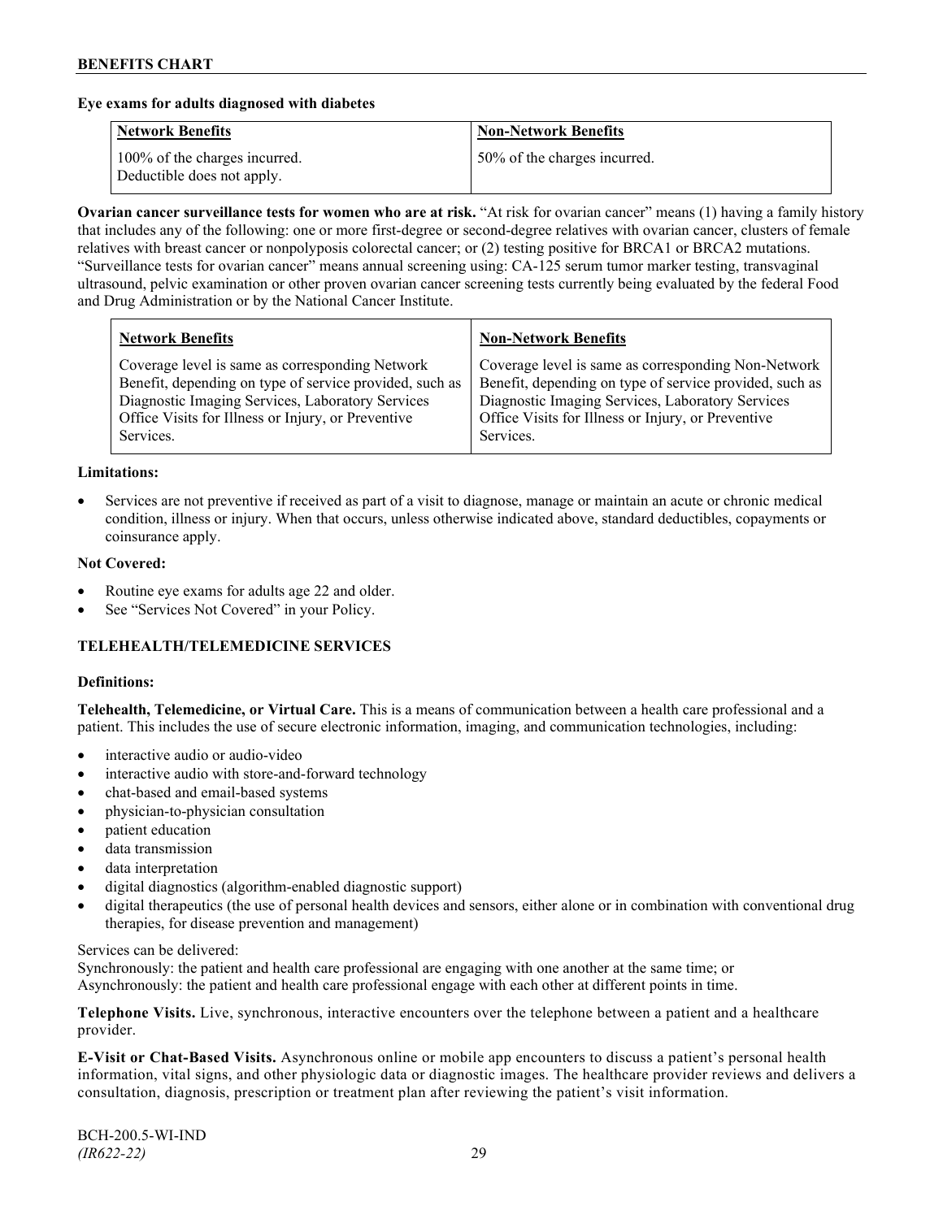**Eye exams for adults diagnosed with diabetes**

| Network Benefits | Non-Network Benefits |
|---|---|
| 100% of the charges incurred. Deductible does not apply. | 50% of the charges incurred. |

**Ovarian cancer surveillance tests for women who are at risk.** "At risk for ovarian cancer" means (1) having a family history that includes any of the following: one or more first-degree or second-degree relatives with ovarian cancer, clusters of female relatives with breast cancer or nonpolyposis colorectal cancer; or (2) testing positive for BRCA1 or BRCA2 mutations. "Surveillance tests for ovarian cancer" means annual screening using: CA-125 serum tumor marker testing, transvaginal ultrasound, pelvic examination or other proven ovarian cancer screening tests currently being evaluated by the federal Food and Drug Administration or by the National Cancer Institute.

| Network Benefits | Non-Network Benefits |
|---|---|
| Coverage level is same as corresponding Network Benefit, depending on type of service provided, such as Diagnostic Imaging Services, Laboratory Services Office Visits for Illness or Injury, or Preventive Services. | Coverage level is same as corresponding Non-Network Benefit, depending on type of service provided, such as Diagnostic Imaging Services, Laboratory Services Office Visits for Illness or Injury, or Preventive Services. |

**Limitations:**

- Services are not preventive if received as part of a visit to diagnose, manage or maintain an acute or chronic medical condition, illness or injury. When that occurs, unless otherwise indicated above, standard deductibles, copayments or coinsurance apply.

**Not Covered:**

- Routine eye exams for adults age 22 and older.
- See "Services Not Covered" in your Policy.

## TELEHEALTH/TELEMEDICINE SERVICES

**Definitions:**

**Telehealth, Telemedicine, or Virtual Care.** This is a means of communication between a health care professional and a patient. This includes the use of secure electronic information, imaging, and communication technologies, including:

- interactive audio or audio-video
- interactive audio with store-and-forward technology
- chat-based and email-based systems
- physician-to-physician consultation
- patient education
- data transmission
- data interpretation
- digital diagnostics (algorithm-enabled diagnostic support)
- digital therapeutics (the use of personal health devices and sensors, either alone or in combination with conventional drug therapies, for disease prevention and management)

Services can be delivered:
Synchronously: the patient and health care professional are engaging with one another at the same time; or
Asynchronously: the patient and health care professional engage with each other at different points in time.

**Telephone Visits.** Live, synchronous, interactive encounters over the telephone between a patient and a healthcare provider.

**E-Visit or Chat-Based Visits.** Asynchronous online or mobile app encounters to discuss a patient's personal health information, vital signs, and other physiologic data or diagnostic images. The healthcare provider reviews and delivers a consultation, diagnosis, prescription or treatment plan after reviewing the patient's visit information.

BCH-200.5-WI-IND
*(IR622-22)*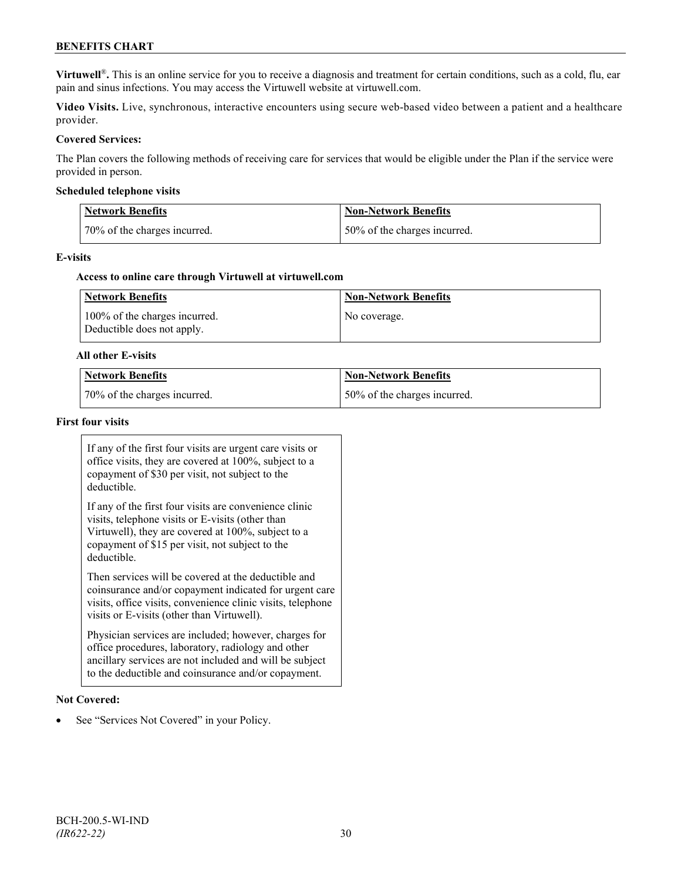**Virtuwell**®**.** This is an online service for you to receive a diagnosis and treatment for certain conditions, such as a cold, flu, ear pain and sinus infections. You may access the Virtuwell website at virtuwell.com.

**Video Visits.** Live, synchronous, interactive encounters using secure web-based video between a patient and a healthcare provider.

**Covered Services:**

The Plan covers the following methods of receiving care for services that would be eligible under the Plan if the service were provided in person.

**Scheduled telephone visits**

| Network Benefits | Non-Network Benefits |
| --- | --- |
| 70% of the charges incurred. | 50% of the charges incurred. |

**E-visits**

**Access to online care through Virtuwell at virtuwell.com**

| Network Benefits | Non-Network Benefits |
| --- | --- |
| 100% of the charges incurred. Deductible does not apply. | No coverage. |

**All other E-visits**

| Network Benefits | Non-Network Benefits |
| --- | --- |
| 70% of the charges incurred. | 50% of the charges incurred. |

**First four visits**

If any of the first four visits are urgent care visits or office visits, they are covered at 100%, subject to a copayment of $30 per visit, not subject to the deductible.

If any of the first four visits are convenience clinic visits, telephone visits or E-visits (other than Virtuwell), they are covered at 100%, subject to a copayment of $15 per visit, not subject to the deductible.

Then services will be covered at the deductible and coinsurance and/or copayment indicated for urgent care visits, office visits, convenience clinic visits, telephone visits or E-visits (other than Virtuwell).

Physician services are included; however, charges for office procedures, laboratory, radiology and other ancillary services are not included and will be subject to the deductible and coinsurance and/or copayment.

**Not Covered:**

- See "Services Not Covered" in your Policy.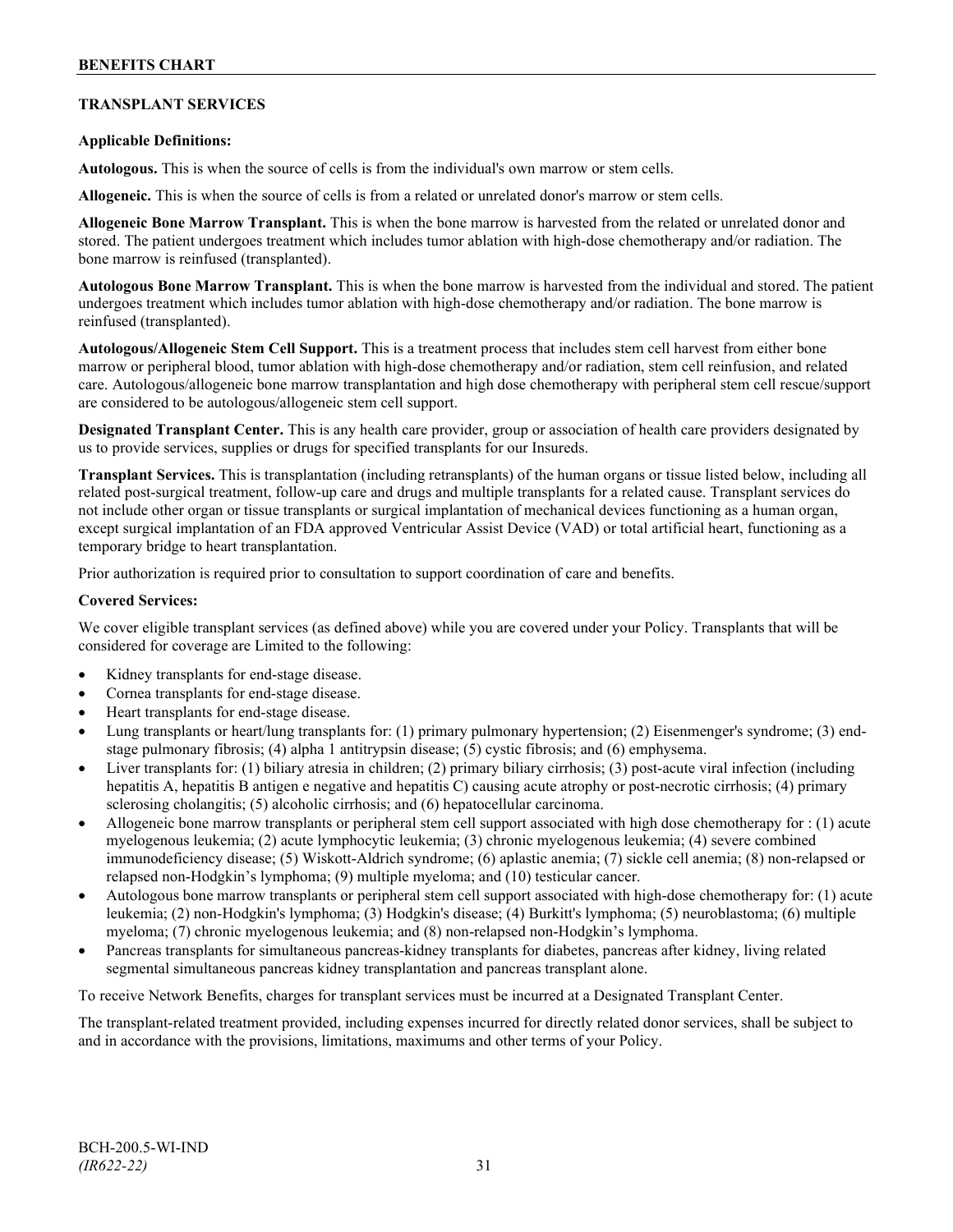## TRANSPLANT SERVICES

**Applicable Definitions:**

**Autologous.** This is when the source of cells is from the individual's own marrow or stem cells.

**Allogeneic.** This is when the source of cells is from a related or unrelated donor's marrow or stem cells.

**Allogeneic Bone Marrow Transplant.** This is when the bone marrow is harvested from the related or unrelated donor and stored. The patient undergoes treatment which includes tumor ablation with high-dose chemotherapy and/or radiation. The bone marrow is reinfused (transplanted).

**Autologous Bone Marrow Transplant.** This is when the bone marrow is harvested from the individual and stored. The patient undergoes treatment which includes tumor ablation with high-dose chemotherapy and/or radiation. The bone marrow is reinfused (transplanted).

**Autologous/Allogeneic Stem Cell Support.** This is a treatment process that includes stem cell harvest from either bone marrow or peripheral blood, tumor ablation with high-dose chemotherapy and/or radiation, stem cell reinfusion, and related care. Autologous/allogeneic bone marrow transplantation and high dose chemotherapy with peripheral stem cell rescue/support are considered to be autologous/allogeneic stem cell support.

**Designated Transplant Center.** This is any health care provider, group or association of health care providers designated by us to provide services, supplies or drugs for specified transplants for our Insureds.

**Transplant Services.** This is transplantation (including retransplants) of the human organs or tissue listed below, including all related post-surgical treatment, follow-up care and drugs and multiple transplants for a related cause. Transplant services do not include other organ or tissue transplants or surgical implantation of mechanical devices functioning as a human organ, except surgical implantation of an FDA approved Ventricular Assist Device (VAD) or total artificial heart, functioning as a temporary bridge to heart transplantation.

Prior authorization is required prior to consultation to support coordination of care and benefits.

**Covered Services:**

We cover eligible transplant services (as defined above) while you are covered under your Policy. Transplants that will be considered for coverage are Limited to the following:

- Kidney transplants for end-stage disease.
- Cornea transplants for end-stage disease.
- Heart transplants for end-stage disease.
- Lung transplants or heart/lung transplants for: (1) primary pulmonary hypertension; (2) Eisenmenger's syndrome; (3) end-stage pulmonary fibrosis; (4) alpha 1 antitrypsin disease; (5) cystic fibrosis; and (6) emphysema.
- Liver transplants for: (1) biliary atresia in children; (2) primary biliary cirrhosis; (3) post-acute viral infection (including hepatitis A, hepatitis B antigen e negative and hepatitis C) causing acute atrophy or post-necrotic cirrhosis; (4) primary sclerosing cholangitis; (5) alcoholic cirrhosis; and (6) hepatocellular carcinoma.
- Allogeneic bone marrow transplants or peripheral stem cell support associated with high dose chemotherapy for : (1) acute myelogenous leukemia; (2) acute lymphocytic leukemia; (3) chronic myelogenous leukemia; (4) severe combined immunodeficiency disease; (5) Wiskott-Aldrich syndrome; (6) aplastic anemia; (7) sickle cell anemia; (8) non-relapsed or relapsed non-Hodgkin's lymphoma; (9) multiple myeloma; and (10) testicular cancer.
- Autologous bone marrow transplants or peripheral stem cell support associated with high-dose chemotherapy for: (1) acute leukemia; (2) non-Hodgkin's lymphoma; (3) Hodgkin's disease; (4) Burkitt's lymphoma; (5) neuroblastoma; (6) multiple myeloma; (7) chronic myelogenous leukemia; and (8) non-relapsed non-Hodgkin's lymphoma.
- Pancreas transplants for simultaneous pancreas-kidney transplants for diabetes, pancreas after kidney, living related segmental simultaneous pancreas kidney transplantation and pancreas transplant alone.

To receive Network Benefits, charges for transplant services must be incurred at a Designated Transplant Center.

The transplant-related treatment provided, including expenses incurred for directly related donor services, shall be subject to and in accordance with the provisions, limitations, maximums and other terms of your Policy.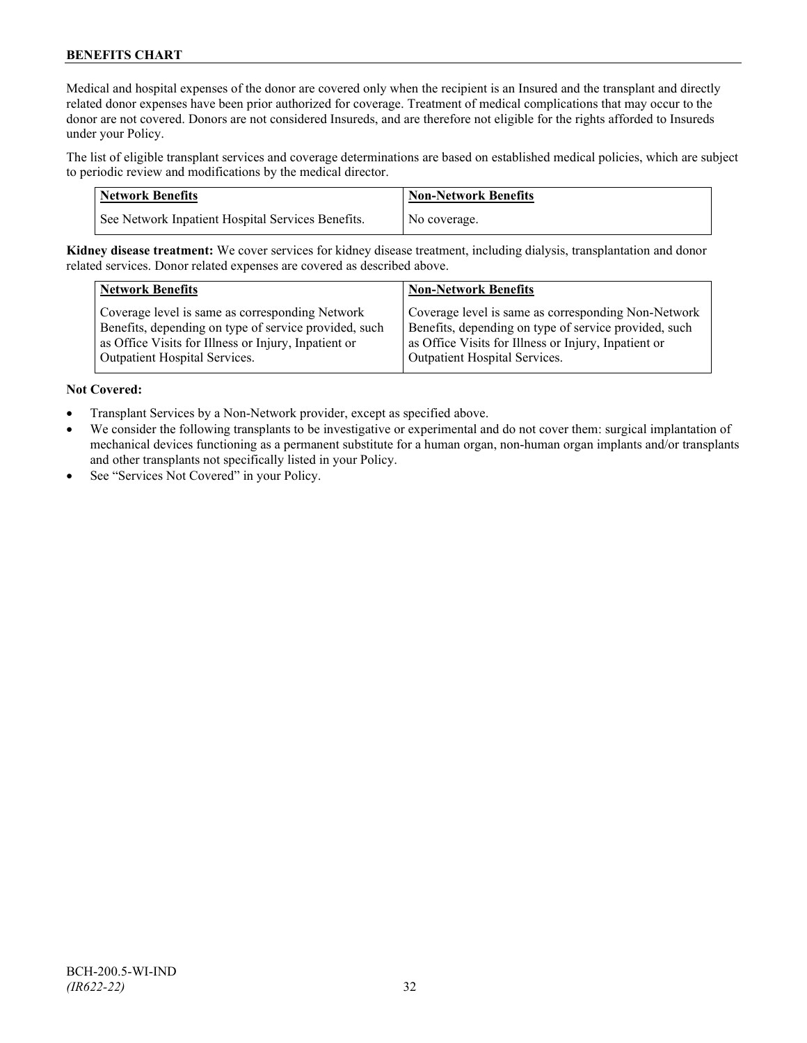Medical and hospital expenses of the donor are covered only when the recipient is an Insured and the transplant and directly related donor expenses have been prior authorized for coverage. Treatment of medical complications that may occur to the donor are not covered. Donors are not considered Insureds, and are therefore not eligible for the rights afforded to Insureds under your Policy.

The list of eligible transplant services and coverage determinations are based on established medical policies, which are subject to periodic review and modifications by the medical director.

| Network Benefits | Non-Network Benefits |
|---|---|
| See Network Inpatient Hospital Services Benefits. | No coverage. |

**Kidney disease treatment:** We cover services for kidney disease treatment, including dialysis, transplantation and donor related services. Donor related expenses are covered as described above.

| Network Benefits | Non-Network Benefits |
|---|---|
| Coverage level is same as corresponding Network Benefits, depending on type of service provided, such as Office Visits for Illness or Injury, Inpatient or Outpatient Hospital Services. | Coverage level is same as corresponding Non-Network Benefits, depending on type of service provided, such as Office Visits for Illness or Injury, Inpatient or Outpatient Hospital Services. |

**Not Covered:**

- Transplant Services by a Non-Network provider, except as specified above.
- We consider the following transplants to be investigative or experimental and do not cover them: surgical implantation of mechanical devices functioning as a permanent substitute for a human organ, non-human organ implants and/or transplants and other transplants not specifically listed in your Policy.
- See "Services Not Covered" in your Policy.